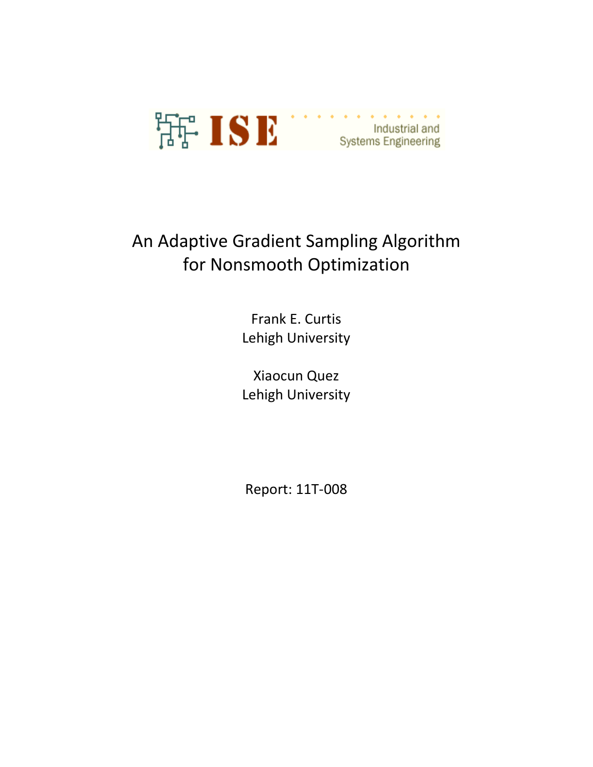ISE Industrial and Systems Engineering

# An Adaptive Gradient Sampling Algorithm for Nonsmooth Optimization

Frank E. Curtis
Lehigh University

Xiaocun Quez
Lehigh University

Report: 11T-008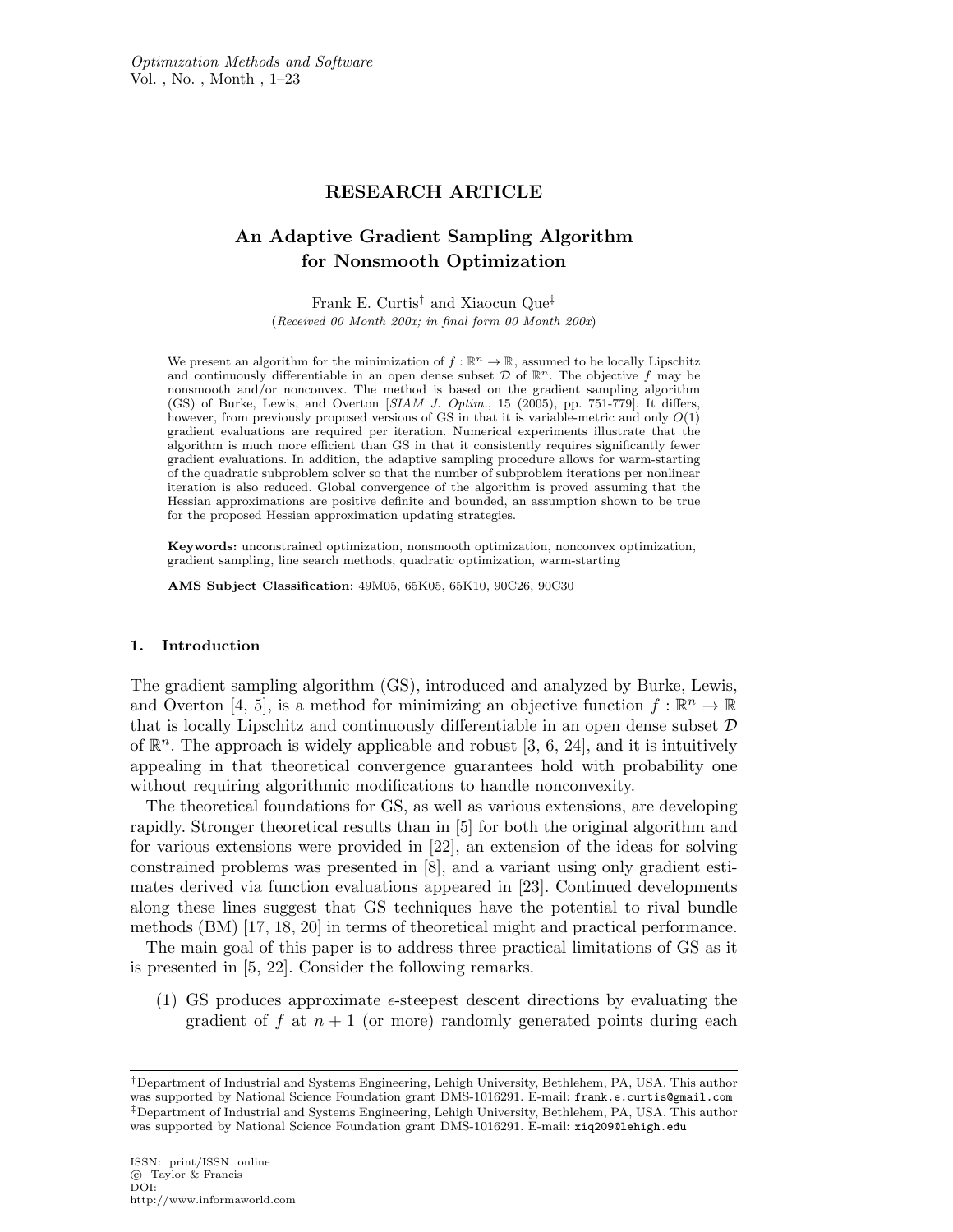# RESEARCH ARTICLE

## An Adaptive Gradient Sampling Algorithm for Nonsmooth Optimization

Frank E. Curtis[†] and Xiaocun Que[‡]

*(Received 00 Month 200x; in final form 00 Month 200x)*

We present an algorithm for the minimization of $f : \mathbb{R}^n \to \mathbb{R}$, assumed to be locally Lipschitz and continuously differentiable in an open dense subset $\mathcal{D}$ of $\mathbb{R}^n$. The objective $f$ may be nonsmooth and/or nonconvex. The method is based on the gradient sampling algorithm (GS) of Burke, Lewis, and Overton [*SIAM J. Optim.*, 15 (2005), pp. 751-779]. It differs, however, from previously proposed versions of GS in that it is variable-metric and only $O(1)$ gradient evaluations are required per iteration. Numerical experiments illustrate that the algorithm is much more efficient than GS in that it consistently requires significantly fewer gradient evaluations. In addition, the adaptive sampling procedure allows for warm-starting of the quadratic subproblem solver so that the number of subproblem iterations per nonlinear iteration is also reduced. Global convergence of the algorithm is proved assuming that the Hessian approximations are positive definite and bounded, an assumption shown to be true for the proposed Hessian approximation updating strategies.

**Keywords:** unconstrained optimization, nonsmooth optimization, nonconvex optimization, gradient sampling, line search methods, quadratic optimization, warm-starting

**AMS Subject Classification**: 49M05, 65K05, 65K10, 90C26, 90C30

## 1. Introduction

The gradient sampling algorithm (GS), introduced and analyzed by Burke, Lewis, and Overton [4, 5], is a method for minimizing an objective function $f : \mathbb{R}^n \to \mathbb{R}$ that is locally Lipschitz and continuously differentiable in an open dense subset $\mathcal{D}$ of $\mathbb{R}^n$. The approach is widely applicable and robust [3, 6, 24], and it is intuitively appealing in that theoretical convergence guarantees hold with probability one without requiring algorithmic modifications to handle nonconvexity.

The theoretical foundations for GS, as well as various extensions, are developing rapidly. Stronger theoretical results than in [5] for both the original algorithm and for various extensions were provided in [22], an extension of the ideas for solving constrained problems was presented in [8], and a variant using only gradient estimates derived via function evaluations appeared in [23]. Continued developments along these lines suggest that GS techniques have the potential to rival bundle methods (BM) [17, 18, 20] in terms of theoretical might and practical performance.

The main goal of this paper is to address three practical limitations of GS as it is presented in [5, 22]. Consider the following remarks.

(1) GS produces approximate $\epsilon$-steepest descent directions by evaluating the gradient of $f$ at $n + 1$ (or more) randomly generated points during each

---

[†]Department of Industrial and Systems Engineering, Lehigh University, Bethlehem, PA, USA. This author was supported by National Science Foundation grant DMS-1016291. E-mail: `frank.e.curtis@gmail.com`
[‡]Department of Industrial and Systems Engineering, Lehigh University, Bethlehem, PA, USA. This author was supported by National Science Foundation grant DMS-1016291. E-mail: `xiq209@lehigh.edu`

ISSN: print/ISSN online
© Taylor & Francis
DOI:
http://www.informaworld.com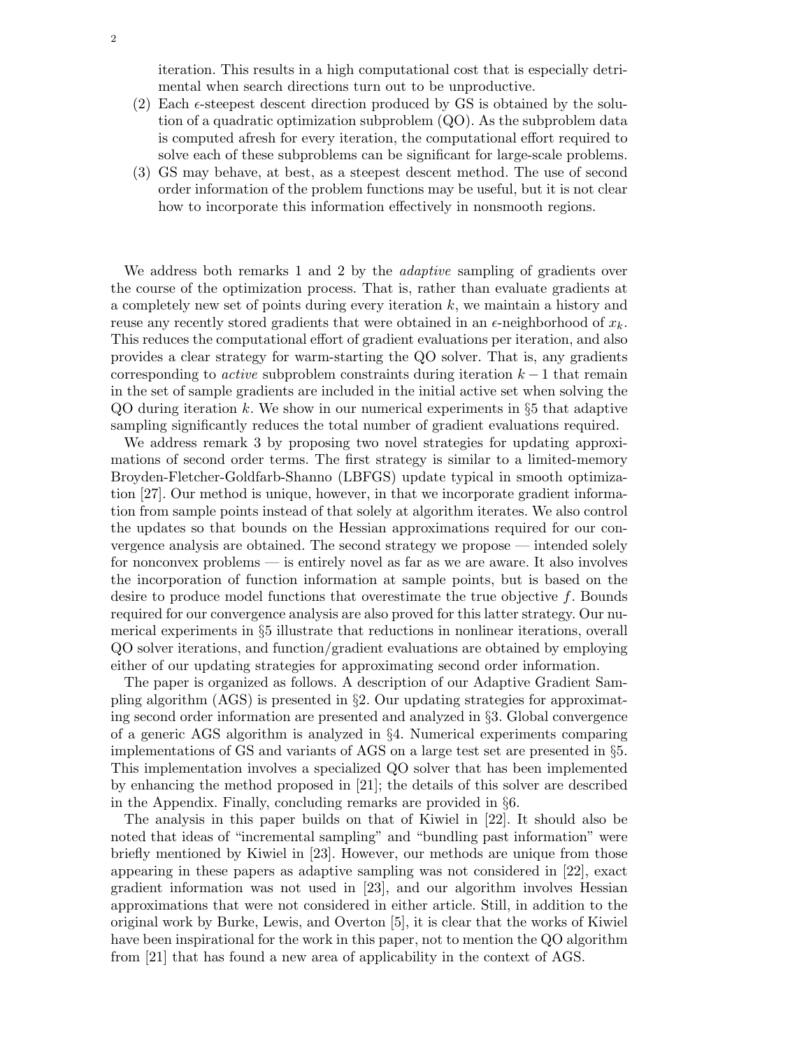iteration. This results in a high computational cost that is especially detrimental when search directions turn out to be unproductive.

(2) Each $\epsilon$-steepest descent direction produced by GS is obtained by the solution of a quadratic optimization subproblem (QO). As the subproblem data is computed afresh for every iteration, the computational effort required to solve each of these subproblems can be significant for large-scale problems.

(3) GS may behave, at best, as a steepest descent method. The use of second order information of the problem functions may be useful, but it is not clear how to incorporate this information effectively in nonsmooth regions.

We address both remarks 1 and 2 by the *adaptive* sampling of gradients over the course of the optimization process. That is, rather than evaluate gradients at a completely new set of points during every iteration $k$, we maintain a history and reuse any recently stored gradients that were obtained in an $\epsilon$-neighborhood of $x_k$. This reduces the computational effort of gradient evaluations per iteration, and also provides a clear strategy for warm-starting the QO solver. That is, any gradients corresponding to *active* subproblem constraints during iteration $k-1$ that remain in the set of sample gradients are included in the initial active set when solving the QO during iteration $k$. We show in our numerical experiments in §5 that adaptive sampling significantly reduces the total number of gradient evaluations required.

We address remark 3 by proposing two novel strategies for updating approximations of second order terms. The first strategy is similar to a limited-memory Broyden-Fletcher-Goldfarb-Shanno (LBFGS) update typical in smooth optimization [27]. Our method is unique, however, in that we incorporate gradient information from sample points instead of that solely at algorithm iterates. We also control the updates so that bounds on the Hessian approximations required for our convergence analysis are obtained. The second strategy we propose — intended solely for nonconvex problems — is entirely novel as far as we are aware. It also involves the incorporation of function information at sample points, but is based on the desire to produce model functions that overestimate the true objective $f$. Bounds required for our convergence analysis are also proved for this latter strategy. Our numerical experiments in §5 illustrate that reductions in nonlinear iterations, overall QO solver iterations, and function/gradient evaluations are obtained by employing either of our updating strategies for approximating second order information.

The paper is organized as follows. A description of our Adaptive Gradient Sampling algorithm (AGS) is presented in §2. Our updating strategies for approximating second order information are presented and analyzed in §3. Global convergence of a generic AGS algorithm is analyzed in §4. Numerical experiments comparing implementations of GS and variants of AGS on a large test set are presented in §5. This implementation involves a specialized QO solver that has been implemented by enhancing the method proposed in [21]; the details of this solver are described in the Appendix. Finally, concluding remarks are provided in §6.

The analysis in this paper builds on that of Kiwiel in [22]. It should also be noted that ideas of "incremental sampling" and "bundling past information" were briefly mentioned by Kiwiel in [23]. However, our methods are unique from those appearing in these papers as adaptive sampling was not considered in [22], exact gradient information was not used in [23], and our algorithm involves Hessian approximations that were not considered in either article. Still, in addition to the original work by Burke, Lewis, and Overton [5], it is clear that the works of Kiwiel have been inspirational for the work in this paper, not to mention the QO algorithm from [21] that has found a new area of applicability in the context of AGS.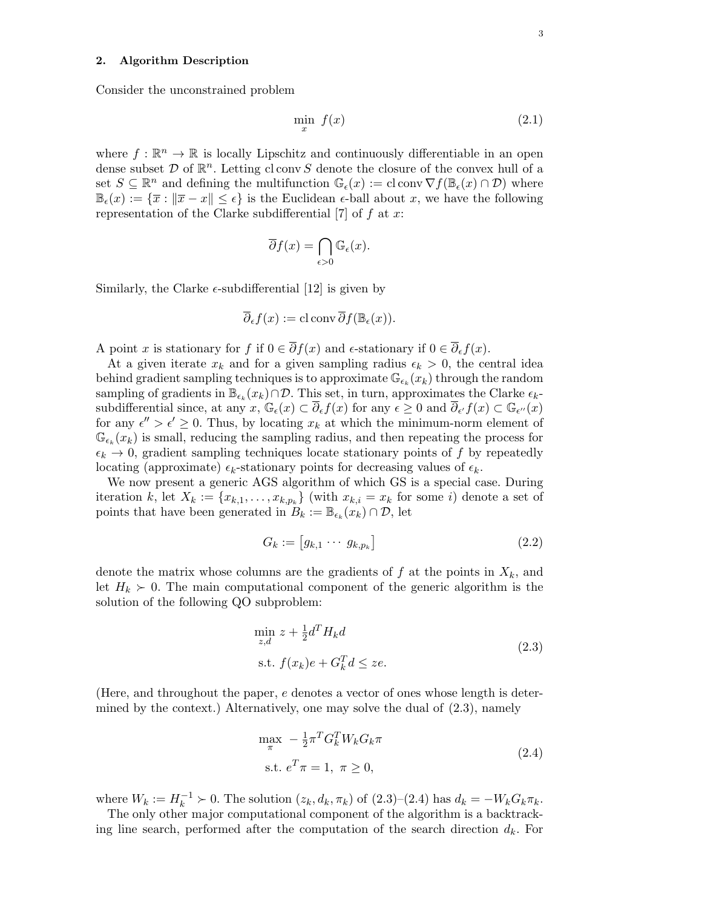## 2. Algorithm Description

Consider the unconstrained problem

$$\min_{x} \; f(x) \tag{2.1}$$

where $f : \mathbb{R}^n \to \mathbb{R}$ is locally Lipschitz and continuously differentiable in an open dense subset $\mathcal{D}$ of $\mathbb{R}^n$. Letting $\operatorname{cl}\operatorname{conv} S$ denote the closure of the convex hull of a set $S \subseteq \mathbb{R}^n$ and defining the multifunction $\mathbb{G}_\epsilon(x) := \operatorname{cl}\operatorname{conv} \nabla f(\mathbb{B}_\epsilon(x) \cap \mathcal{D})$ where $\mathbb{B}_\epsilon(x) := \{\overline{x} : \|\overline{x} - x\| \le \epsilon\}$ is the Euclidean $\epsilon$-ball about $x$, we have the following representation of the Clarke subdifferential [7] of $f$ at $x$:

$$\overline{\partial} f(x) = \bigcap_{\epsilon > 0} \mathbb{G}_\epsilon(x).$$

Similarly, the Clarke $\epsilon$-subdifferential [12] is given by

$$\overline{\partial}_\epsilon f(x) := \operatorname{cl}\operatorname{conv} \overline{\partial} f(\mathbb{B}_\epsilon(x)).$$

A point $x$ is stationary for $f$ if $0 \in \overline{\partial} f(x)$ and $\epsilon$-stationary if $0 \in \overline{\partial}_\epsilon f(x)$.

At a given iterate $x_k$ and for a given sampling radius $\epsilon_k > 0$, the central idea behind gradient sampling techniques is to approximate $\mathbb{G}_{\epsilon_k}(x_k)$ through the random sampling of gradients in $\mathbb{B}_{\epsilon_k}(x_k) \cap \mathcal{D}$. This set, in turn, approximates the Clarke $\epsilon_k$-subdifferential since, at any $x$, $\mathbb{G}_\epsilon(x) \subset \overline{\partial}_\epsilon f(x)$ for any $\epsilon \ge 0$ and $\overline{\partial}_{\epsilon'} f(x) \subset \mathbb{G}_{\epsilon''}(x)$ for any $\epsilon'' > \epsilon' \ge 0$. Thus, by locating $x_k$ at which the minimum-norm element of $\mathbb{G}_{\epsilon_k}(x_k)$ is small, reducing the sampling radius, and then repeating the process for $\epsilon_k \to 0$, gradient sampling techniques locate stationary points of $f$ by repeatedly locating (approximate) $\epsilon_k$-stationary points for decreasing values of $\epsilon_k$.

We now present a generic AGS algorithm of which GS is a special case. During iteration $k$, let $X_k := \{x_{k,1}, \ldots, x_{k,p_k}\}$ (with $x_{k,i} = x_k$ for some $i$) denote a set of points that have been generated in $B_k := \mathbb{B}_{\epsilon_k}(x_k) \cap \mathcal{D}$, let

$$G_k := \begin{bmatrix} g_{k,1} & \cdots & g_{k,p_k} \end{bmatrix} \tag{2.2}$$

denote the matrix whose columns are the gradients of $f$ at the points in $X_k$, and let $H_k \succ 0$. The main computational component of the generic algorithm is the solution of the following QO subproblem:

$$\begin{aligned} \min_{z,d} \; & z + \tfrac{1}{2} d^T H_k d \\ \text{s.t. } & f(x_k) e + G_k^T d \le z e. \end{aligned} \tag{2.3}$$

(Here, and throughout the paper, $e$ denotes a vector of ones whose length is determined by the context.) Alternatively, one may solve the dual of (2.3), namely

$$\begin{aligned} \max_{\pi} \; & -\tfrac{1}{2} \pi^T G_k^T W_k G_k \pi \\ \text{s.t. } & e^T \pi = 1, \; \pi \ge 0, \end{aligned} \tag{2.4}$$

where $W_k := H_k^{-1} \succ 0$. The solution $(z_k, d_k, \pi_k)$ of (2.3)–(2.4) has $d_k = -W_k G_k \pi_k$.

The only other major computational component of the algorithm is a backtracking line search, performed after the computation of the search direction $d_k$. For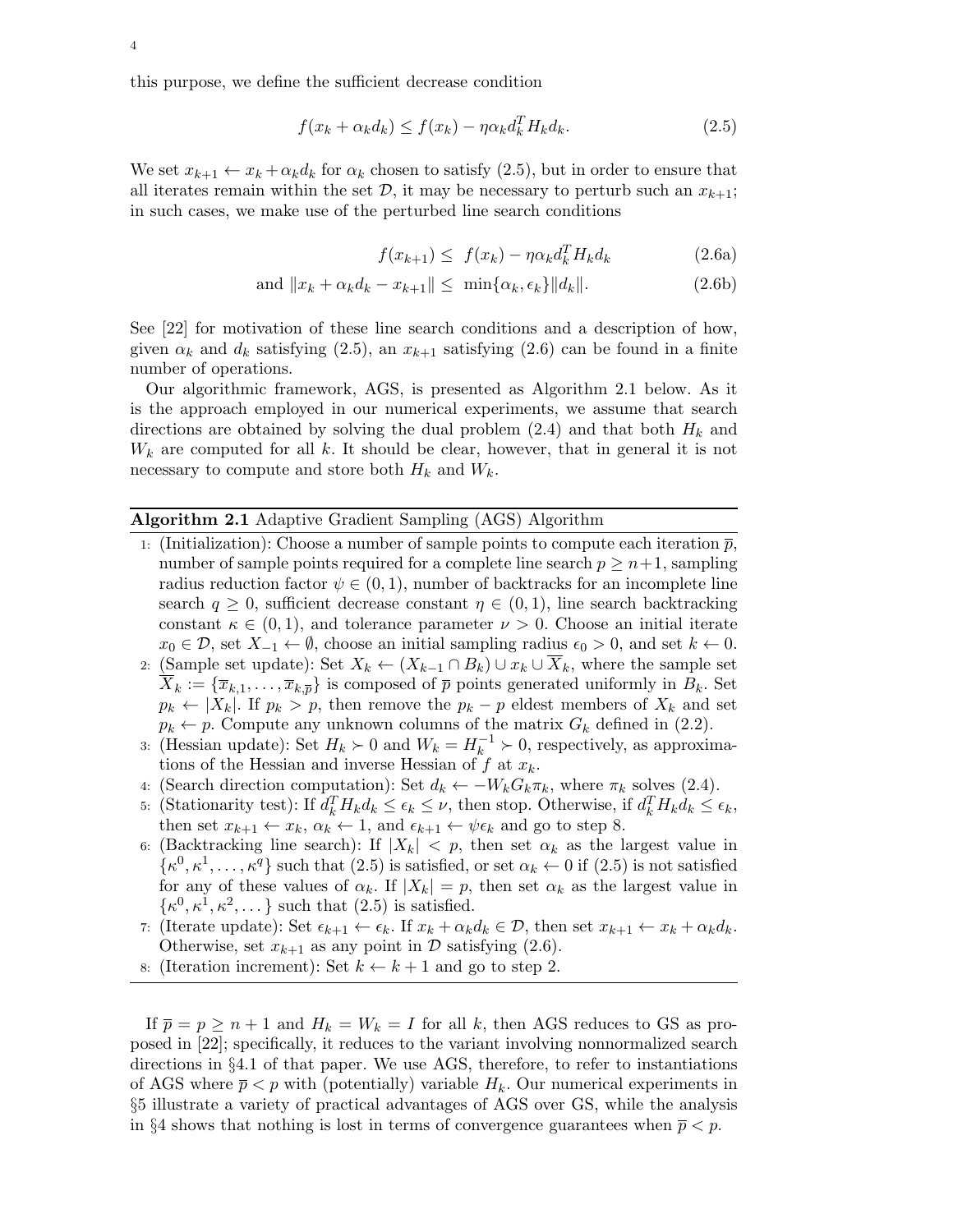this purpose, we define the sufficient decrease condition

$$f(x_k + \alpha_k d_k) \le f(x_k) - \eta \alpha_k d_k^T H_k d_k. \tag{2.5}$$

We set $x_{k+1} \leftarrow x_k + \alpha_k d_k$ for $\alpha_k$ chosen to satisfy (2.5), but in order to ensure that all iterates remain within the set $\mathcal{D}$, it may be necessary to perturb such an $x_{k+1}$; in such cases, we make use of the perturbed line search conditions

$$f(x_{k+1}) \le \; f(x_k) - \eta \alpha_k d_k^T H_k d_k \tag{2.6a}$$

$$\text{and } \|x_k + \alpha_k d_k - x_{k+1}\| \le \; \min\{\alpha_k, \epsilon_k\} \|d_k\|. \tag{2.6b}$$

See [22] for motivation of these line search conditions and a description of how, given $\alpha_k$ and $d_k$ satisfying (2.5), an $x_{k+1}$ satisfying (2.6) can be found in a finite number of operations.

Our algorithmic framework, AGS, is presented as Algorithm 2.1 below. As it is the approach employed in our numerical experiments, we assume that search directions are obtained by solving the dual problem (2.4) and that both $H_k$ and $W_k$ are computed for all $k$. It should be clear, however, that in general it is not necessary to compute and store both $H_k$ and $W_k$.

---

**Algorithm 2.1** Adaptive Gradient Sampling (AGS) Algorithm

1: (Initialization): Choose a number of sample points to compute each iteration $\overline{p}$, number of sample points required for a complete line search $p \ge n+1$, sampling radius reduction factor $\psi \in (0,1)$, number of backtracks for an incomplete line search $q \ge 0$, sufficient decrease constant $\eta \in (0,1)$, line search backtracking constant $\kappa \in (0,1)$, and tolerance parameter $\nu > 0$. Choose an initial iterate $x_0 \in \mathcal{D}$, set $X_{-1} \leftarrow \emptyset$, choose an initial sampling radius $\epsilon_0 > 0$, and set $k \leftarrow 0$.

2: (Sample set update): Set $X_k \leftarrow (X_{k-1} \cap B_k) \cup x_k \cup \overline{X}_k$, where the sample set $\overline{X}_k := \{\overline{x}_{k,1}, \ldots, \overline{x}_{k,\overline{p}}\}$ is composed of $\overline{p}$ points generated uniformly in $B_k$. Set $p_k \leftarrow |X_k|$. If $p_k > p$, then remove the $p_k - p$ eldest members of $X_k$ and set $p_k \leftarrow p$. Compute any unknown columns of the matrix $G_k$ defined in (2.2).

3: (Hessian update): Set $H_k \succ 0$ and $W_k = H_k^{-1} \succ 0$, respectively, as approximations of the Hessian and inverse Hessian of $f$ at $x_k$.

4: (Search direction computation): Set $d_k \leftarrow -W_k G_k \pi_k$, where $\pi_k$ solves (2.4).

5: (Stationarity test): If $d_k^T H_k d_k \le \epsilon_k \le \nu$, then stop. Otherwise, if $d_k^T H_k d_k \le \epsilon_k$, then set $x_{k+1} \leftarrow x_k$, $\alpha_k \leftarrow 1$, and $\epsilon_{k+1} \leftarrow \psi \epsilon_k$ and go to step 8.

6: (Backtracking line search): If $|X_k| < p$, then set $\alpha_k$ as the largest value in $\{\kappa^0, \kappa^1, \ldots, \kappa^q\}$ such that (2.5) is satisfied, or set $\alpha_k \leftarrow 0$ if (2.5) is not satisfied for any of these values of $\alpha_k$. If $|X_k| = p$, then set $\alpha_k$ as the largest value in $\{\kappa^0, \kappa^1, \kappa^2, \ldots\}$ such that (2.5) is satisfied.

7: (Iterate update): Set $\epsilon_{k+1} \leftarrow \epsilon_k$. If $x_k + \alpha_k d_k \in \mathcal{D}$, then set $x_{k+1} \leftarrow x_k + \alpha_k d_k$. Otherwise, set $x_{k+1}$ as any point in $\mathcal{D}$ satisfying (2.6).

8: (Iteration increment): Set $k \leftarrow k+1$ and go to step 2.

---

If $\overline{p} = p \ge n+1$ and $H_k = W_k = I$ for all $k$, then AGS reduces to GS as proposed in [22]; specifically, it reduces to the variant involving nonnormalized search directions in §4.1 of that paper. We use AGS, therefore, to refer to instantiations of AGS where $\overline{p} < p$ with (potentially) variable $H_k$. Our numerical experiments in §5 illustrate a variety of practical advantages of AGS over GS, while the analysis in §4 shows that nothing is lost in terms of convergence guarantees when $\overline{p} < p$.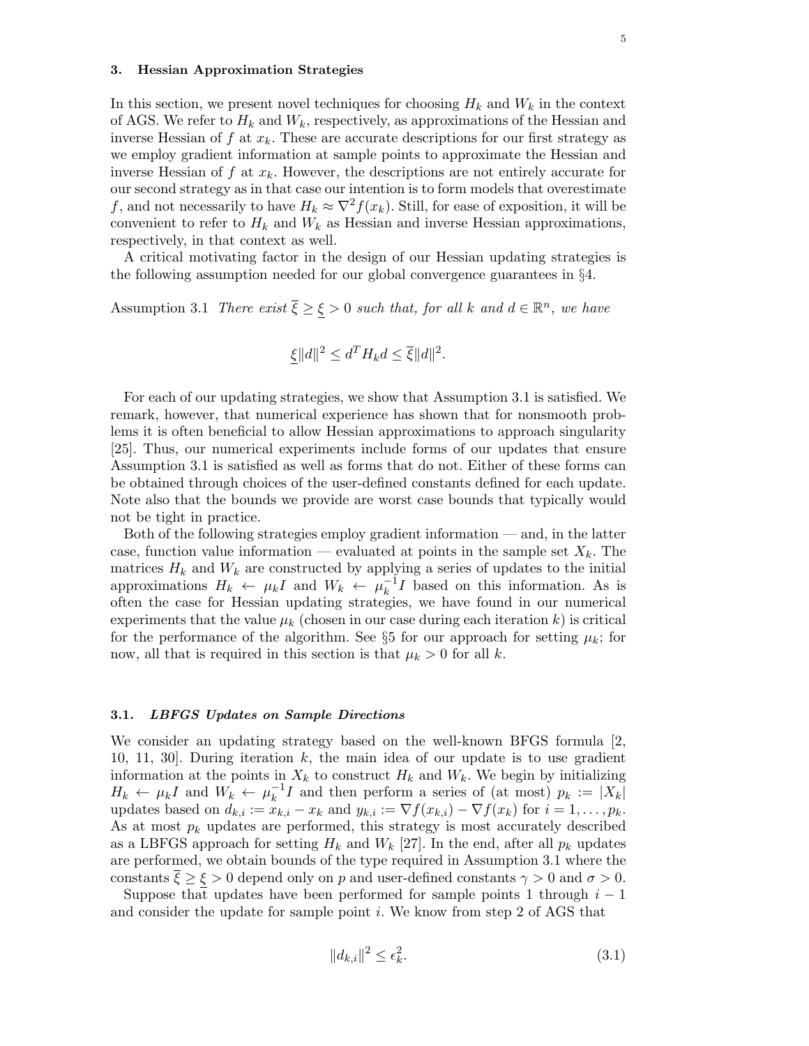## 3. Hessian Approximation Strategies

In this section, we present novel techniques for choosing $H_k$ and $W_k$ in the context of AGS. We refer to $H_k$ and $W_k$, respectively, as approximations of the Hessian and inverse Hessian of $f$ at $x_k$. These are accurate descriptions for our first strategy as we employ gradient information at sample points to approximate the Hessian and inverse Hessian of $f$ at $x_k$. However, the descriptions are not entirely accurate for our second strategy as in that case our intention is to form models that overestimate $f$, and not necessarily to have $H_k \approx \nabla^2 f(x_k)$. Still, for ease of exposition, it will be convenient to refer to $H_k$ and $W_k$ as Hessian and inverse Hessian approximations, respectively, in that context as well.

A critical motivating factor in the design of our Hessian updating strategies is the following assumption needed for our global convergence guarantees in §4.

Assumption 3.1 *There exist $\overline{\xi} \geq \underline{\xi} > 0$ such that, for all $k$ and $d \in \mathbb{R}^n$, we have*

$$\underline{\xi}\|d\|^2 \leq d^T H_k d \leq \overline{\xi}\|d\|^2.$$

For each of our updating strategies, we show that Assumption 3.1 is satisfied. We remark, however, that numerical experience has shown that for nonsmooth problems it is often beneficial to allow Hessian approximations to approach singularity [25]. Thus, our numerical experiments include forms of our updates that ensure Assumption 3.1 is satisfied as well as forms that do not. Either of these forms can be obtained through choices of the user-defined constants defined for each update. Note also that the bounds we provide are worst case bounds that typically would not be tight in practice.

Both of the following strategies employ gradient information — and, in the latter case, function value information — evaluated at points in the sample set $X_k$. The matrices $H_k$ and $W_k$ are constructed by applying a series of updates to the initial approximations $H_k \leftarrow \mu_k I$ and $W_k \leftarrow \mu_k^{-1} I$ based on this information. As is often the case for Hessian updating strategies, we have found in our numerical experiments that the value $\mu_k$ (chosen in our case during each iteration $k$) is critical for the performance of the algorithm. See §5 for our approach for setting $\mu_k$; for now, all that is required in this section is that $\mu_k > 0$ for all $k$.

### 3.1. *LBFGS Updates on Sample Directions*

We consider an updating strategy based on the well-known BFGS formula [2, 10, 11, 30]. During iteration $k$, the main idea of our update is to use gradient information at the points in $X_k$ to construct $H_k$ and $W_k$. We begin by initializing $H_k \leftarrow \mu_k I$ and $W_k \leftarrow \mu_k^{-1} I$ and then perform a series of (at most) $p_k := |X_k|$ updates based on $d_{k,i} := x_{k,i} - x_k$ and $y_{k,i} := \nabla f(x_{k,i}) - \nabla f(x_k)$ for $i = 1, \ldots, p_k$. As at most $p_k$ updates are performed, this strategy is most accurately described as a LBFGS approach for setting $H_k$ and $W_k$ [27]. In the end, after all $p_k$ updates are performed, we obtain bounds of the type required in Assumption 3.1 where the constants $\overline{\xi} \geq \underline{\xi} > 0$ depend only on $p$ and user-defined constants $\gamma > 0$ and $\sigma > 0$.

Suppose that updates have been performed for sample points 1 through $i-1$ and consider the update for sample point $i$. We know from step 2 of AGS that

$$\|d_{k,i}\|^2 \leq \epsilon_k^2. \tag{3.1}$$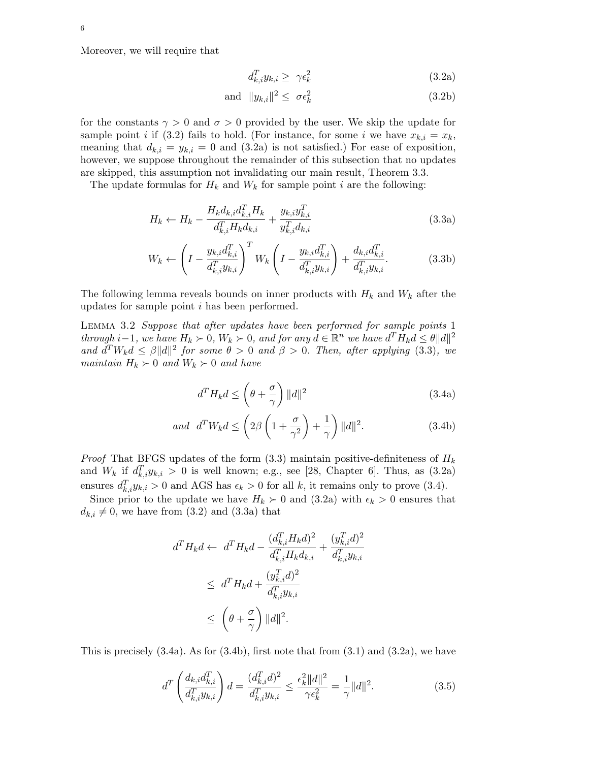Moreover, we will require that

$$
\begin{aligned}
d_{k,i}^T y_{k,i} &\geq \gamma \epsilon_k^2 &\text{(3.2a)}\\
\text{and} \quad \|y_{k,i}\|^2 &\leq \sigma \epsilon_k^2 &\text{(3.2b)}
\end{aligned}
$$

for the constants $\gamma > 0$ and $\sigma > 0$ provided by the user. We skip the update for sample point $i$ if (3.2) fails to hold. (For instance, for some $i$ we have $x_{k,i} = x_k$, meaning that $d_{k,i} = y_{k,i} = 0$ and (3.2a) is not satisfied.) For ease of exposition, however, we suppose throughout the remainder of this subsection that no updates are skipped, this assumption not invalidating our main result, Theorem 3.3.

The update formulas for $H_k$ and $W_k$ for sample point $i$ are the following:

$$
H_k \leftarrow H_k - \frac{H_k d_{k,i} d_{k,i}^T H_k}{d_{k,i}^T H_k d_{k,i}} + \frac{y_{k,i} y_{k,i}^T}{y_{k,i}^T d_{k,i}} \tag{3.3a}
$$

$$
W_k \leftarrow \left( I - \frac{y_{k,i} d_{k,i}^T}{d_{k,i}^T y_{k,i}} \right)^T W_k \left( I - \frac{y_{k,i} d_{k,i}^T}{d_{k,i}^T y_{k,i}} \right) + \frac{d_{k,i} d_{k,i}^T}{d_{k,i}^T y_{k,i}}. \tag{3.3b}
$$

The following lemma reveals bounds on inner products with $H_k$ and $W_k$ after the updates for sample point $i$ has been performed.

LEMMA 3.2 *Suppose that after updates have been performed for sample points 1 through $i-1$, we have $H_k \succ 0$, $W_k \succ 0$, and for any $d \in \mathbb{R}^n$ we have $d^T H_k d \leq \theta \|d\|^2$ and $d^T W_k d \leq \beta \|d\|^2$ for some $\theta > 0$ and $\beta > 0$. Then, after applying (3.3), we maintain $H_k \succ 0$ and $W_k \succ 0$ and have*

$$
d^T H_k d \leq \left( \theta + \frac{\sigma}{\gamma} \right) \|d\|^2 \tag{3.4a}
$$

$$
\text{and} \quad d^T W_k d \leq \left( 2\beta \left( 1 + \frac{\sigma}{\gamma^2} \right) + \frac{1}{\gamma} \right) \|d\|^2. \tag{3.4b}
$$

*Proof* That BFGS updates of the form (3.3) maintain positive-definiteness of $H_k$ and $W_k$ if $d_{k,i}^T y_{k,i} > 0$ is well known; e.g., see [28, Chapter 6]. Thus, as (3.2a) ensures $d_{k,i}^T y_{k,i} > 0$ and AGS has $\epsilon_k > 0$ for all $k$, it remains only to prove (3.4).

Since prior to the update we have $H_k \succ 0$ and (3.2a) with $\epsilon_k > 0$ ensures that $d_{k,i} \neq 0$, we have from (3.2) and (3.3a) that

$$
\begin{aligned}
d^T H_k d \leftarrow\; & d^T H_k d - \frac{(d_{k,i}^T H_k d)^2}{d_{k,i}^T H_k d_{k,i}} + \frac{(y_{k,i}^T d)^2}{d_{k,i}^T y_{k,i}} \\
\leq\; & d^T H_k d + \frac{(y_{k,i}^T d)^2}{d_{k,i}^T y_{k,i}} \\
\leq\; & \left( \theta + \frac{\sigma}{\gamma} \right) \|d\|^2.
\end{aligned}
$$

This is precisely (3.4a). As for (3.4b), first note that from (3.1) and (3.2a), we have

$$
d^T \left( \frac{d_{k,i} d_{k,i}^T}{d_{k,i}^T y_{k,i}} \right) d = \frac{(d_{k,i}^T d)^2}{d_{k,i}^T y_{k,i}} \leq \frac{\epsilon_k^2 \|d\|^2}{\gamma \epsilon_k^2} = \frac{1}{\gamma} \|d\|^2. \tag{3.5}
$$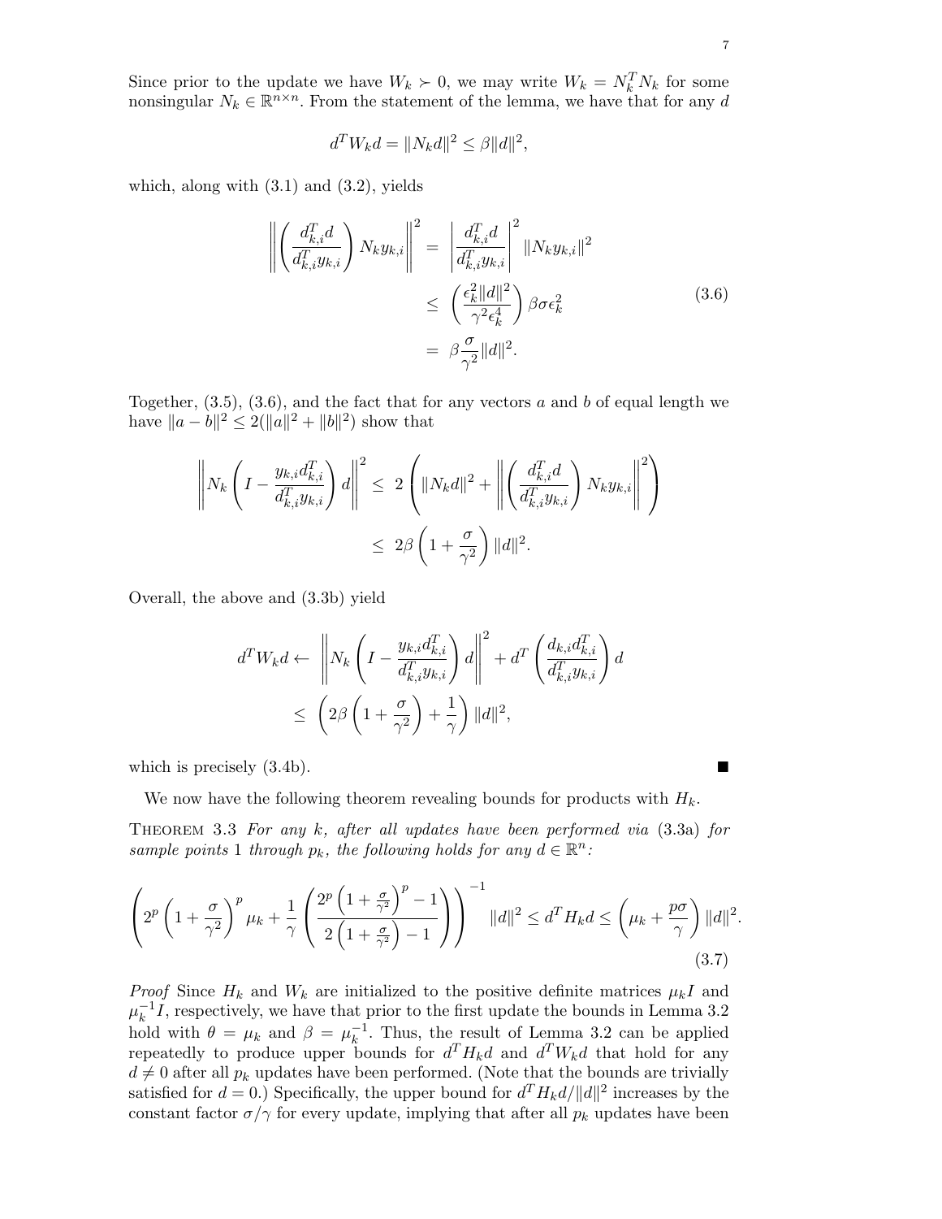Since prior to the update we have $W_k \succ 0$, we may write $W_k = N_k^T N_k$ for some nonsingular $N_k \in \mathbb{R}^{n\times n}$. From the statement of the lemma, we have that for any $d$

$$d^T W_k d = \|N_k d\|^2 \leq \beta \|d\|^2,$$

which, along with (3.1) and (3.2), yields

$$\begin{aligned} \left\| \left( \frac{d_{k,i}^T d}{d_{k,i}^T y_{k,i}} \right) N_k y_{k,i} \right\|^2 &= \left| \frac{d_{k,i}^T d}{d_{k,i}^T y_{k,i}} \right|^2 \|N_k y_{k,i}\|^2 \\ &\leq \left( \frac{\epsilon_k^2 \|d\|^2}{\gamma^2 \epsilon_k^4} \right) \beta \sigma \epsilon_k^2 \\ &= \beta \frac{\sigma}{\gamma^2} \|d\|^2. \end{aligned} \tag{3.6}$$

Together, (3.5), (3.6), and the fact that for any vectors $a$ and $b$ of equal length we have $\|a - b\|^2 \leq 2(\|a\|^2 + \|b\|^2)$ show that

$$\begin{aligned} \left\| N_k \left( I - \frac{y_{k,i} d_{k,i}^T}{d_{k,i}^T y_{k,i}} \right) d \right\|^2 &\leq 2 \left( \|N_k d\|^2 + \left\| \left( \frac{d_{k,i}^T d}{d_{k,i}^T y_{k,i}} \right) N_k y_{k,i} \right\|^2 \right) \\ &\leq 2\beta \left( 1 + \frac{\sigma}{\gamma^2} \right) \|d\|^2. \end{aligned}$$

Overall, the above and (3.3b) yield

$$\begin{aligned} d^T W_k d \leftarrow & \left\| N_k \left( I - \frac{y_{k,i} d_{k,i}^T}{d_{k,i}^T y_{k,i}} \right) d \right\|^2 + d^T \left( \frac{d_{k,i} d_{k,i}^T}{d_{k,i}^T y_{k,i}} \right) d \\ \leq & \left( 2\beta \left( 1 + \frac{\sigma}{\gamma^2} \right) + \frac{1}{\gamma} \right) \|d\|^2, \end{aligned}$$

which is precisely (3.4b). ■

We now have the following theorem revealing bounds for products with $H_k$.

**Theorem 3.3** *For any $k$, after all updates have been performed via* (3.3a) *for sample points* 1 *through* $p_k$, *the following holds for any* $d \in \mathbb{R}^n$*:*

$$\left( 2^p \left( 1 + \frac{\sigma}{\gamma^2} \right)^p \mu_k + \frac{1}{\gamma} \left( \frac{2^p \left( 1 + \frac{\sigma}{\gamma^2} \right)^p - 1}{2 \left( 1 + \frac{\sigma}{\gamma^2} \right) - 1} \right) \right)^{-1} \|d\|^2 \leq d^T H_k d \leq \left( \mu_k + \frac{p\sigma}{\gamma} \right) \|d\|^2. \tag{3.7}$$

*Proof* Since $H_k$ and $W_k$ are initialized to the positive definite matrices $\mu_k I$ and $\mu_k^{-1} I$, respectively, we have that prior to the first update the bounds in Lemma 3.2 hold with $\theta = \mu_k$ and $\beta = \mu_k^{-1}$. Thus, the result of Lemma 3.2 can be applied repeatedly to produce upper bounds for $d^T H_k d$ and $d^T W_k d$ that hold for any $d \neq 0$ after all $p_k$ updates have been performed. (Note that the bounds are trivially satisfied for $d = 0$.) Specifically, the upper bound for $d^T H_k d / \|d\|^2$ increases by the constant factor $\sigma/\gamma$ for every update, implying that after all $p_k$ updates have been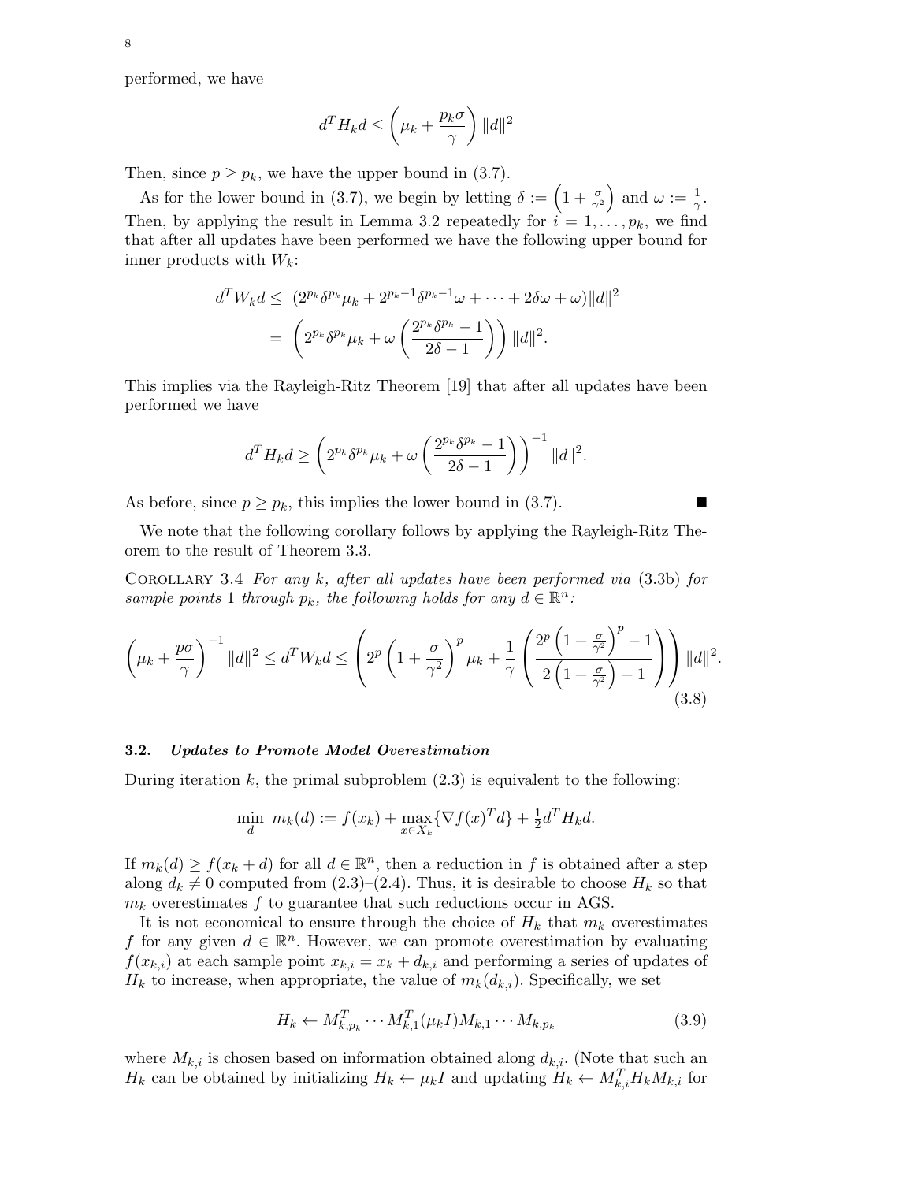performed, we have

$$d^T H_k d \leq \left(\mu_k + \frac{p_k \sigma}{\gamma}\right) \|d\|^2$$

Then, since $p \geq p_k$, we have the upper bound in (3.7).

As for the lower bound in (3.7), we begin by letting $\delta := \left(1 + \frac{\sigma}{\gamma^2}\right)$ and $\omega := \frac{1}{\gamma}$. Then, by applying the result in Lemma 3.2 repeatedly for $i = 1, \ldots, p_k$, we find that after all updates have been performed we have the following upper bound for inner products with $W_k$:

$$\begin{aligned} d^T W_k d \leq \; & (2^{p_k}\delta^{p_k}\mu_k + 2^{p_k-1}\delta^{p_k-1}\omega + \cdots + 2\delta\omega + \omega)\|d\|^2 \\ = \; & \left(2^{p_k}\delta^{p_k}\mu_k + \omega\left(\frac{2^{p_k}\delta^{p_k} - 1}{2\delta - 1}\right)\right)\|d\|^2. \end{aligned}$$

This implies via the Rayleigh-Ritz Theorem [19] that after all updates have been performed we have

$$d^T H_k d \geq \left(2^{p_k}\delta^{p_k}\mu_k + \omega\left(\frac{2^{p_k}\delta^{p_k} - 1}{2\delta - 1}\right)\right)^{-1} \|d\|^2.$$

As before, since $p \geq p_k$, this implies the lower bound in (3.7). ■

We note that the following corollary follows by applying the Rayleigh-Ritz Theorem to the result of Theorem 3.3.

Corollary 3.4 *For any $k$, after all updates have been performed via* (3.3b) *for sample points* 1 *through* $p_k$*, the following holds for any $d \in \mathbb{R}^n$:*

$$\left(\mu_k + \frac{p\sigma}{\gamma}\right)^{-1} \|d\|^2 \leq d^T W_k d \leq \left(2^p\left(1 + \frac{\sigma}{\gamma^2}\right)^p \mu_k + \frac{1}{\gamma}\left(\frac{2^p\left(1 + \frac{\sigma}{\gamma^2}\right)^p - 1}{2\left(1 + \frac{\sigma}{\gamma^2}\right) - 1}\right)\right)\|d\|^2. \tag{3.8}$$

### 3.2. *Updates to Promote Model Overestimation*

During iteration $k$, the primal subproblem (2.3) is equivalent to the following:

$$\min_d \; m_k(d) := f(x_k) + \max_{x \in X_k}\{\nabla f(x)^T d\} + \tfrac{1}{2} d^T H_k d.$$

If $m_k(d) \geq f(x_k + d)$ for all $d \in \mathbb{R}^n$, then a reduction in $f$ is obtained after a step along $d_k \neq 0$ computed from (2.3)–(2.4). Thus, it is desirable to choose $H_k$ so that $m_k$ overestimates $f$ to guarantee that such reductions occur in AGS.

It is not economical to ensure through the choice of $H_k$ that $m_k$ overestimates $f$ for any given $d \in \mathbb{R}^n$. However, we can promote overestimation by evaluating $f(x_{k,i})$ at each sample point $x_{k,i} = x_k + d_{k,i}$ and performing a series of updates of $H_k$ to increase, when appropriate, the value of $m_k(d_{k,i})$. Specifically, we set

$$H_k \leftarrow M_{k,p_k}^T \cdots M_{k,1}^T (\mu_k I) M_{k,1} \cdots M_{k,p_k} \tag{3.9}$$

where $M_{k,i}$ is chosen based on information obtained along $d_{k,i}$. (Note that such an $H_k$ can be obtained by initializing $H_k \leftarrow \mu_k I$ and updating $H_k \leftarrow M_{k,i}^T H_k M_{k,i}$ for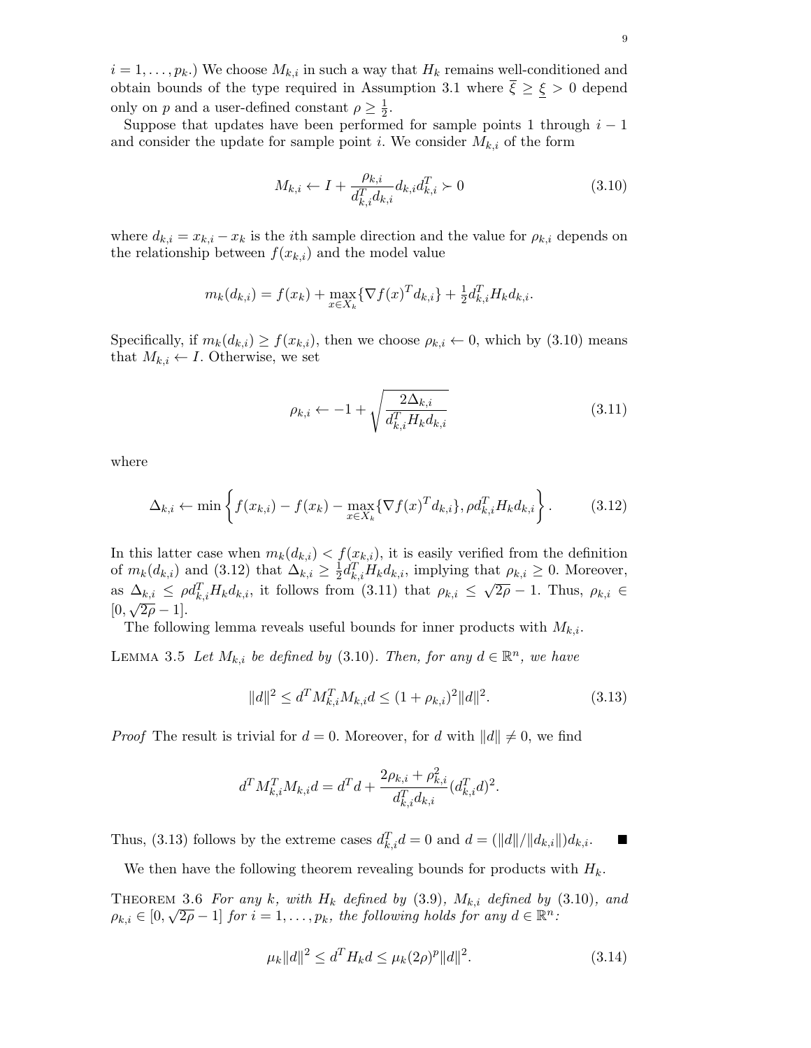$i = 1, \ldots, p_k$.) We choose $M_{k,i}$ in such a way that $H_k$ remains well-conditioned and obtain bounds of the type required in Assumption 3.1 where $\overline{\xi} \geq \underline{\xi} > 0$ depend only on $p$ and a user-defined constant $\rho \geq \frac{1}{2}$.

Suppose that updates have been performed for sample points 1 through $i-1$ and consider the update for sample point $i$. We consider $M_{k,i}$ of the form

$$M_{k,i} \leftarrow I + \frac{\rho_{k,i}}{d_{k,i}^T d_{k,i}} d_{k,i} d_{k,i}^T \succ 0 \tag{3.10}$$

where $d_{k,i} = x_{k,i} - x_k$ is the $i$th sample direction and the value for $\rho_{k,i}$ depends on the relationship between $f(x_{k,i})$ and the model value

$$m_k(d_{k,i}) = f(x_k) + \max_{x \in X_k}\{\nabla f(x)^T d_{k,i}\} + \tfrac{1}{2} d_{k,i}^T H_k d_{k,i}.$$

Specifically, if $m_k(d_{k,i}) \geq f(x_{k,i})$, then we choose $\rho_{k,i} \leftarrow 0$, which by (3.10) means that $M_{k,i} \leftarrow I$. Otherwise, we set

$$\rho_{k,i} \leftarrow -1 + \sqrt{\frac{2\Delta_{k,i}}{d_{k,i}^T H_k d_{k,i}}} \tag{3.11}$$

where

$$\Delta_{k,i} \leftarrow \min\left\{ f(x_{k,i}) - f(x_k) - \max_{x \in X_k}\{\nabla f(x)^T d_{k,i}\}, \rho d_{k,i}^T H_k d_{k,i} \right\}. \tag{3.12}$$

In this latter case when $m_k(d_{k,i}) < f(x_{k,i})$, it is easily verified from the definition of $m_k(d_{k,i})$ and (3.12) that $\Delta_{k,i} \geq \frac{1}{2} d_{k,i}^T H_k d_{k,i}$, implying that $\rho_{k,i} \geq 0$. Moreover, as $\Delta_{k,i} \leq \rho d_{k,i}^T H_k d_{k,i}$, it follows from (3.11) that $\rho_{k,i} \leq \sqrt{2\rho} - 1$. Thus, $\rho_{k,i} \in [0, \sqrt{2\rho} - 1]$.

The following lemma reveals useful bounds for inner products with $M_{k,i}$.

Lemma 3.5 *Let $M_{k,i}$ be defined by (3.10). Then, for any $d \in \mathbb{R}^n$, we have*

$$\|d\|^2 \leq d^T M_{k,i}^T M_{k,i} d \leq (1 + \rho_{k,i})^2 \|d\|^2. \tag{3.13}$$

*Proof* The result is trivial for $d = 0$. Moreover, for $d$ with $\|d\| \neq 0$, we find

$$d^T M_{k,i}^T M_{k,i} d = d^T d + \frac{2\rho_{k,i} + \rho_{k,i}^2}{d_{k,i}^T d_{k,i}} (d_{k,i}^T d)^2.$$

Thus, (3.13) follows by the extreme cases $d_{k,i}^T d = 0$ and $d = (\|d\|/\|d_{k,i}\|) d_{k,i}$. ∎

We then have the following theorem revealing bounds for products with $H_k$.

Theorem 3.6 *For any $k$, with $H_k$ defined by (3.9), $M_{k,i}$ defined by (3.10), and $\rho_{k,i} \in [0, \sqrt{2\rho} - 1]$ for $i = 1, \ldots, p_k$, the following holds for any $d \in \mathbb{R}^n$:*

$$\mu_k \|d\|^2 \leq d^T H_k d \leq \mu_k (2\rho)^p \|d\|^2. \tag{3.14}$$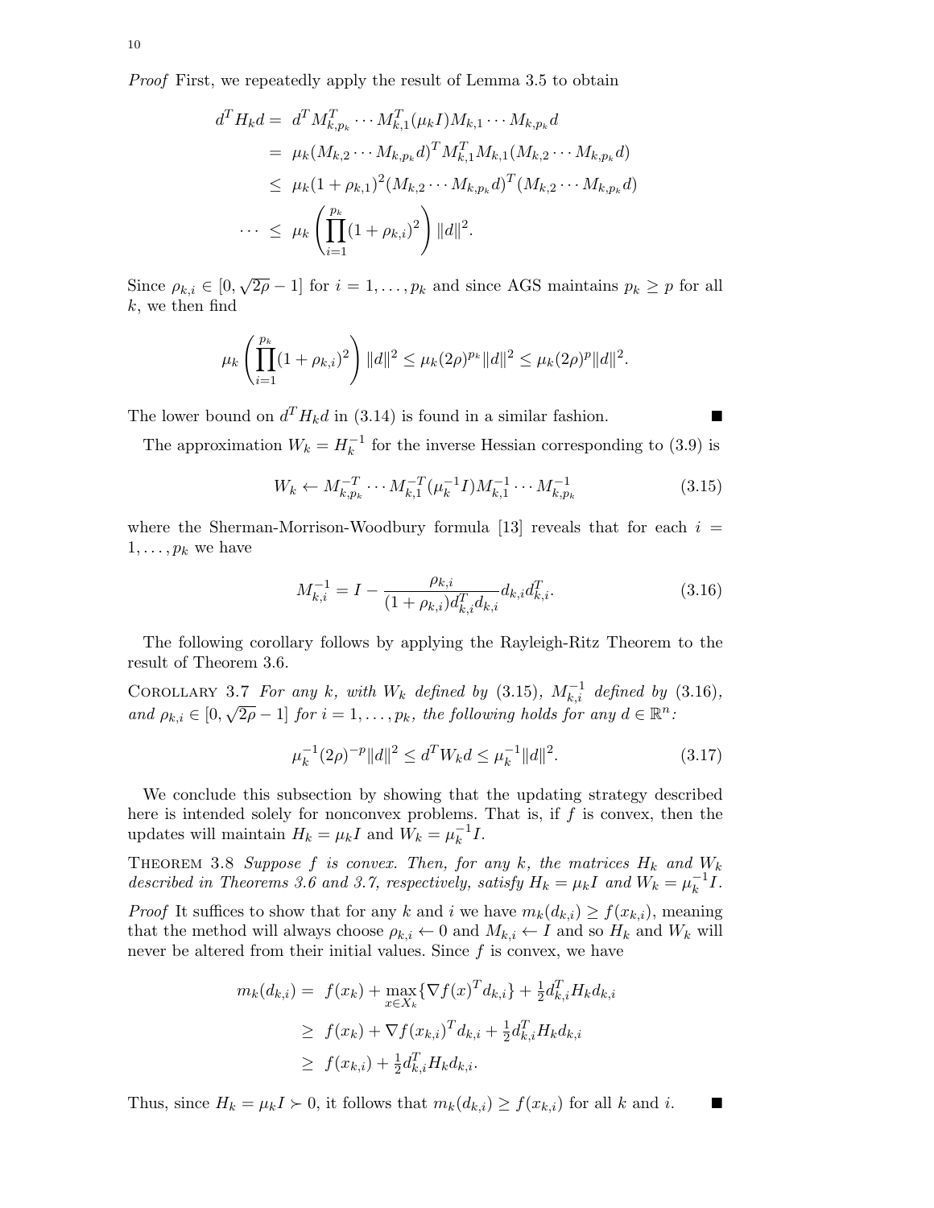*Proof* First, we repeatedly apply the result of Lemma 3.5 to obtain

$$
\begin{aligned}
d^T H_k d =&\ d^T M_{k,p_k}^T \cdots M_{k,1}^T (\mu_k I) M_{k,1} \cdots M_{k,p_k} d \\
=&\ \mu_k (M_{k,2} \cdots M_{k,p_k} d)^T M_{k,1}^T M_{k,1} (M_{k,2} \cdots M_{k,p_k} d) \\
\leq&\ \mu_k (1 + \rho_{k,1})^2 (M_{k,2} \cdots M_{k,p_k} d)^T (M_{k,2} \cdots M_{k,p_k} d) \\
\cdots \leq&\ \mu_k \left( \prod_{i=1}^{p_k} (1 + \rho_{k,i})^2 \right) \|d\|^2.
\end{aligned}
$$

Since $\rho_{k,i} \in [0, \sqrt{2\rho} - 1]$ for $i = 1, \ldots, p_k$ and since AGS maintains $p_k \geq p$ for all $k$, we then find

$$
\mu_k \left( \prod_{i=1}^{p_k} (1 + \rho_{k,i})^2 \right) \|d\|^2 \leq \mu_k (2\rho)^{p_k} \|d\|^2 \leq \mu_k (2\rho)^p \|d\|^2.
$$

The lower bound on $d^T H_k d$ in (3.14) is found in a similar fashion. ∎

The approximation $W_k = H_k^{-1}$ for the inverse Hessian corresponding to (3.9) is

$$
W_k \leftarrow M_{k,p_k}^{-T} \cdots M_{k,1}^{-T} (\mu_k^{-1} I) M_{k,1}^{-1} \cdots M_{k,p_k}^{-1} \tag{3.15}
$$

where the Sherman-Morrison-Woodbury formula [13] reveals that for each $i = 1, \ldots, p_k$ we have

$$
M_{k,i}^{-1} = I - \frac{\rho_{k,i}}{(1 + \rho_{k,i}) d_{k,i}^T d_{k,i}} d_{k,i} d_{k,i}^T. \tag{3.16}
$$

The following corollary follows by applying the Rayleigh-Ritz Theorem to the result of Theorem 3.6.

Corollary 3.7 *For any $k$, with $W_k$ defined by (3.15), $M_{k,i}^{-1}$ defined by (3.16), and $\rho_{k,i} \in [0, \sqrt{2\rho} - 1]$ for $i = 1, \ldots, p_k$, the following holds for any $d \in \mathbb{R}^n$:*

$$
\mu_k^{-1} (2\rho)^{-p} \|d\|^2 \leq d^T W_k d \leq \mu_k^{-1} \|d\|^2. \tag{3.17}
$$

We conclude this subsection by showing that the updating strategy described here is intended solely for nonconvex problems. That is, if $f$ is convex, then the updates will maintain $H_k = \mu_k I$ and $W_k = \mu_k^{-1} I$.

Theorem 3.8 *Suppose $f$ is convex. Then, for any $k$, the matrices $H_k$ and $W_k$ described in Theorems 3.6 and 3.7, respectively, satisfy $H_k = \mu_k I$ and $W_k = \mu_k^{-1} I$.*

*Proof* It suffices to show that for any $k$ and $i$ we have $m_k(d_{k,i}) \geq f(x_{k,i})$, meaning that the method will always choose $\rho_{k,i} \leftarrow 0$ and $M_{k,i} \leftarrow I$ and so $H_k$ and $W_k$ will never be altered from their initial values. Since $f$ is convex, we have

$$
\begin{aligned}
m_k(d_{k,i}) =&\ f(x_k) + \max_{x \in X_k} \{ \nabla f(x)^T d_{k,i} \} + \tfrac{1}{2} d_{k,i}^T H_k d_{k,i} \\
\geq&\ f(x_k) + \nabla f(x_{k,i})^T d_{k,i} + \tfrac{1}{2} d_{k,i}^T H_k d_{k,i} \\
\geq&\ f(x_{k,i}) + \tfrac{1}{2} d_{k,i}^T H_k d_{k,i}.
\end{aligned}
$$

Thus, since $H_k = \mu_k I \succ 0$, it follows that $m_k(d_{k,i}) \geq f(x_{k,i})$ for all $k$ and $i$. ∎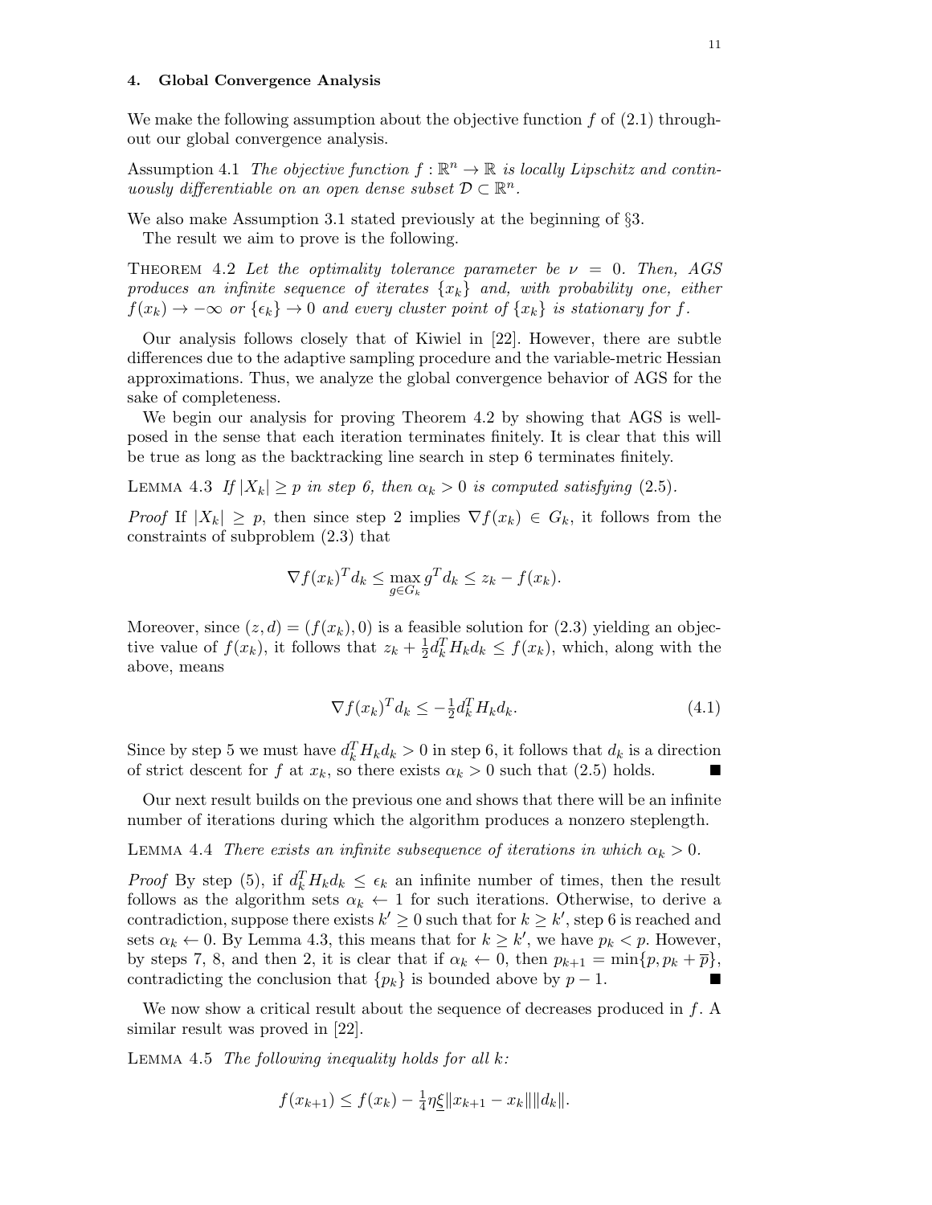## 4. Global Convergence Analysis

We make the following assumption about the objective function $f$ of (2.1) throughout our global convergence analysis.

Assumption 4.1 *The objective function $f : \mathbb{R}^n \to \mathbb{R}$ is locally Lipschitz and continuously differentiable on an open dense subset $\mathcal{D} \subset \mathbb{R}^n$.*

We also make Assumption 3.1 stated previously at the beginning of §3.

The result we aim to prove is the following.

THEOREM 4.2 *Let the optimality tolerance parameter be $\nu = 0$. Then, AGS produces an infinite sequence of iterates $\{x_k\}$ and, with probability one, either $f(x_k) \to -\infty$ or $\{\epsilon_k\} \to 0$ and every cluster point of $\{x_k\}$ is stationary for $f$.*

Our analysis follows closely that of Kiwiel in [22]. However, there are subtle differences due to the adaptive sampling procedure and the variable-metric Hessian approximations. Thus, we analyze the global convergence behavior of AGS for the sake of completeness.

We begin our analysis for proving Theorem 4.2 by showing that AGS is well-posed in the sense that each iteration terminates finitely. It is clear that this will be true as long as the backtracking line search in step 6 terminates finitely.

LEMMA 4.3 *If $|X_k| \geq p$ in step 6, then $\alpha_k > 0$ is computed satisfying (2.5).*

*Proof* If $|X_k| \geq p$, then since step 2 implies $\nabla f(x_k) \in G_k$, it follows from the constraints of subproblem (2.3) that

$$\nabla f(x_k)^T d_k \leq \max_{g \in G_k} g^T d_k \leq z_k - f(x_k).$$

Moreover, since $(z, d) = (f(x_k), 0)$ is a feasible solution for (2.3) yielding an objective value of $f(x_k)$, it follows that $z_k + \frac{1}{2} d_k^T H_k d_k \leq f(x_k)$, which, along with the above, means

$$\nabla f(x_k)^T d_k \leq -\tfrac{1}{2} d_k^T H_k d_k. \tag{4.1}$$

Since by step 5 we must have $d_k^T H_k d_k > 0$ in step 6, it follows that $d_k$ is a direction of strict descent for $f$ at $x_k$, so there exists $\alpha_k > 0$ such that (2.5) holds. ■

Our next result builds on the previous one and shows that there will be an infinite number of iterations during which the algorithm produces a nonzero steplength.

LEMMA 4.4 *There exists an infinite subsequence of iterations in which $\alpha_k > 0$.*

*Proof* By step (5), if $d_k^T H_k d_k \leq \epsilon_k$ an infinite number of times, then the result follows as the algorithm sets $\alpha_k \leftarrow 1$ for such iterations. Otherwise, to derive a contradiction, suppose there exists $k' \geq 0$ such that for $k \geq k'$, step 6 is reached and sets $\alpha_k \leftarrow 0$. By Lemma 4.3, this means that for $k \geq k'$, we have $p_k < p$. However, by steps 7, 8, and then 2, it is clear that if $\alpha_k \leftarrow 0$, then $p_{k+1} = \min\{p, p_k + \overline{p}\}$, contradicting the conclusion that $\{p_k\}$ is bounded above by $p - 1$. ■

We now show a critical result about the sequence of decreases produced in $f$. A similar result was proved in [22].

LEMMA 4.5 *The following inequality holds for all $k$:*

$$f(x_{k+1}) \leq f(x_k) - \tfrac{1}{4} \eta \underline{\xi} \|x_{k+1} - x_k\| \|d_k\|.$$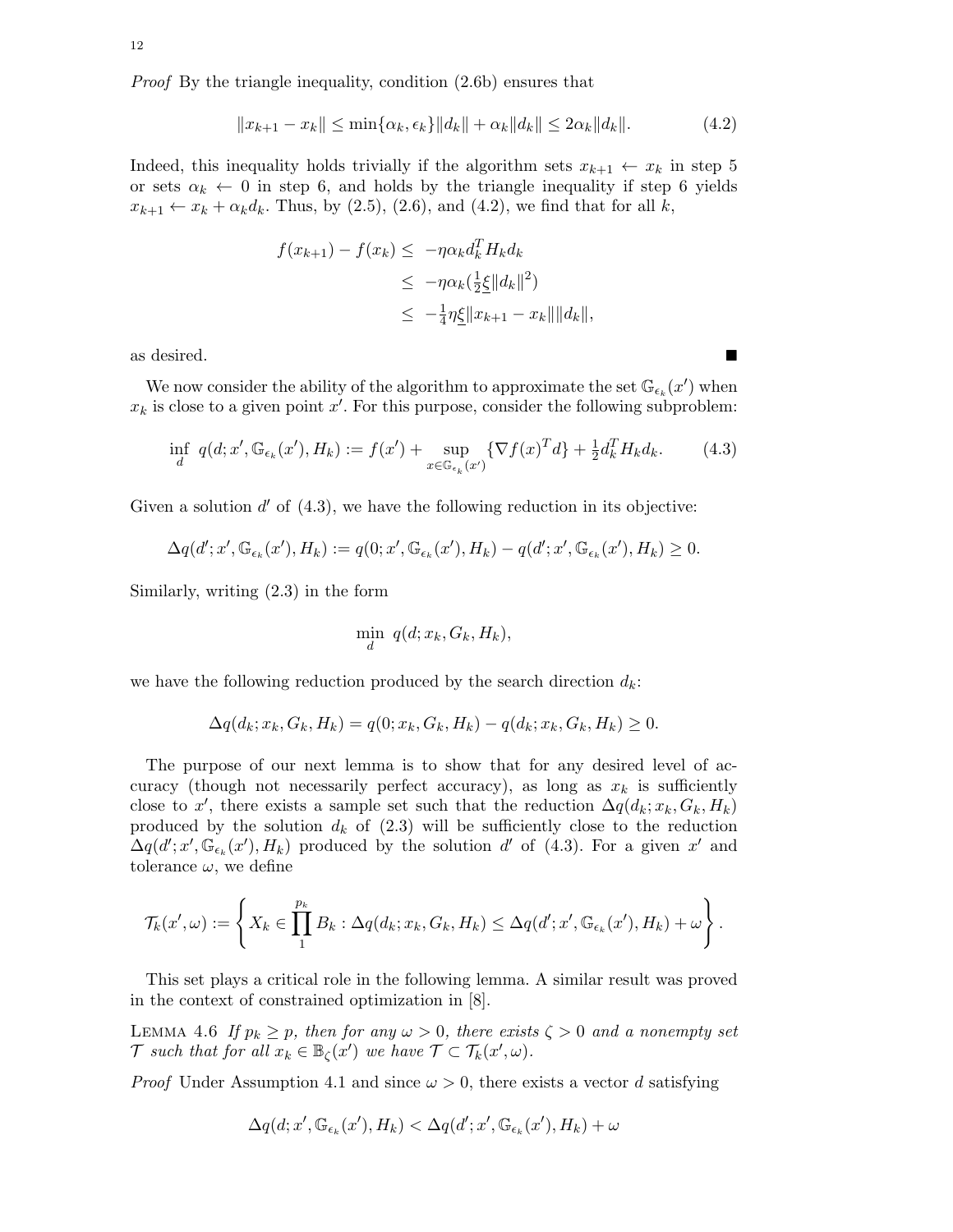*Proof* By the triangle inequality, condition (2.6b) ensures that

$$\|x_{k+1} - x_k\| \le \min\{\alpha_k, \epsilon_k\}\|d_k\| + \alpha_k\|d_k\| \le 2\alpha_k\|d_k\|. \tag{4.2}$$

Indeed, this inequality holds trivially if the algorithm sets $x_{k+1} \leftarrow x_k$ in step 5 or sets $\alpha_k \leftarrow 0$ in step 6, and holds by the triangle inequality if step 6 yields $x_{k+1} \leftarrow x_k + \alpha_k d_k$. Thus, by (2.5), (2.6), and (4.2), we find that for all $k$,

$$\begin{aligned} f(x_{k+1}) - f(x_k) &\le -\eta\alpha_k d_k^T H_k d_k \\ &\le -\eta\alpha_k(\tfrac{1}{2}\underline{\xi}\|d_k\|^2) \\ &\le -\tfrac{1}{4}\eta\underline{\xi}\|x_{k+1} - x_k\|\|d_k\|, \end{aligned}$$

as desired. ■

We now consider the ability of the algorithm to approximate the set $\mathbb{G}_{\epsilon_k}(x')$ when $x_k$ is close to a given point $x'$. For this purpose, consider the following subproblem:

$$\inf_d \; q(d; x', \mathbb{G}_{\epsilon_k}(x'), H_k) := f(x') + \sup_{x \in \mathbb{G}_{\epsilon_k}(x')} \{\nabla f(x)^T d\} + \tfrac{1}{2} d_k^T H_k d_k. \tag{4.3}$$

Given a solution $d'$ of (4.3), we have the following reduction in its objective:

$$\Delta q(d'; x', \mathbb{G}_{\epsilon_k}(x'), H_k) := q(0; x', \mathbb{G}_{\epsilon_k}(x'), H_k) - q(d'; x', \mathbb{G}_{\epsilon_k}(x'), H_k) \ge 0.$$

Similarly, writing (2.3) in the form

$$\min_d \; q(d; x_k, G_k, H_k),$$

we have the following reduction produced by the search direction $d_k$:

$$\Delta q(d_k; x_k, G_k, H_k) = q(0; x_k, G_k, H_k) - q(d_k; x_k, G_k, H_k) \ge 0.$$

The purpose of our next lemma is to show that for any desired level of accuracy (though not necessarily perfect accuracy), as long as $x_k$ is sufficiently close to $x'$, there exists a sample set such that the reduction $\Delta q(d_k; x_k, G_k, H_k)$ produced by the solution $d_k$ of (2.3) will be sufficiently close to the reduction $\Delta q(d'; x', \mathbb{G}_{\epsilon_k}(x'), H_k)$ produced by the solution $d'$ of (4.3). For a given $x'$ and tolerance $\omega$, we define

$$\mathcal{T}_k(x', \omega) := \left\{ X_k \in \prod_1^{p_k} B_k : \Delta q(d_k; x_k, G_k, H_k) \le \Delta q(d'; x', \mathbb{G}_{\epsilon_k}(x'), H_k) + \omega \right\}.$$

This set plays a critical role in the following lemma. A similar result was proved in the context of constrained optimization in [8].

LEMMA 4.6 *If $p_k \ge p$, then for any $\omega > 0$, there exists $\zeta > 0$ and a nonempty set $\mathcal{T}$ such that for all $x_k \in \mathbb{B}_\zeta(x')$ we have $\mathcal{T} \subset \mathcal{T}_k(x', \omega)$.*

*Proof* Under Assumption 4.1 and since $\omega > 0$, there exists a vector $d$ satisfying

$$\Delta q(d; x', \mathbb{G}_{\epsilon_k}(x'), H_k) < \Delta q(d'; x', \mathbb{G}_{\epsilon_k}(x'), H_k) + \omega$$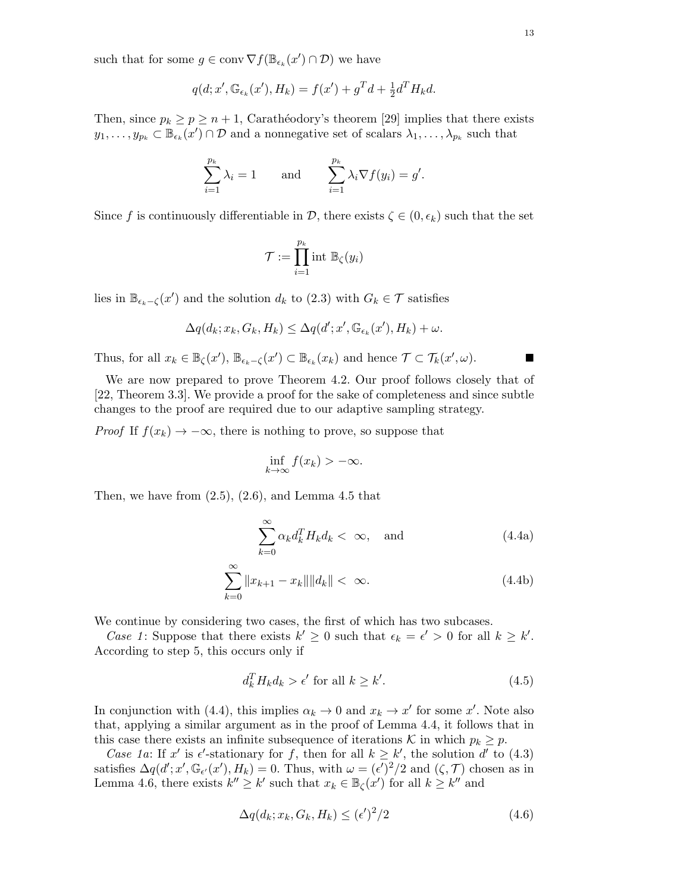such that for some $g \in \text{conv}\, \nabla f(\mathbb{B}_{\epsilon_k}(x') \cap \mathcal{D})$ we have

$$q(d; x', \mathbb{G}_{\epsilon_k}(x'), H_k) = f(x') + g^T d + \tfrac{1}{2} d^T H_k d.$$

Then, since $p_k \geq p \geq n+1$, Carathéodory's theorem [29] implies that there exists $y_1, \ldots, y_{p_k} \subset \mathbb{B}_{\epsilon_k}(x') \cap \mathcal{D}$ and a nonnegative set of scalars $\lambda_1, \ldots, \lambda_{p_k}$ such that

$$\sum_{i=1}^{p_k} \lambda_i = 1 \qquad \text{and} \qquad \sum_{i=1}^{p_k} \lambda_i \nabla f(y_i) = g'.$$

Since $f$ is continuously differentiable in $\mathcal{D}$, there exists $\zeta \in (0, \epsilon_k)$ such that the set

$$\mathcal{T} := \prod_{i=1}^{p_k} \text{int}\ \mathbb{B}_\zeta(y_i)$$

lies in $\mathbb{B}_{\epsilon_k - \zeta}(x')$ and the solution $d_k$ to (2.3) with $G_k \in \mathcal{T}$ satisfies

$$\Delta q(d_k; x_k, G_k, H_k) \leq \Delta q(d'; x', \mathbb{G}_{\epsilon_k}(x'), H_k) + \omega.$$

Thus, for all $x_k \in \mathbb{B}_\zeta(x')$, $\mathbb{B}_{\epsilon_k - \zeta}(x') \subset \mathbb{B}_{\epsilon_k}(x_k)$ and hence $\mathcal{T} \subset \mathcal{T}_k(x', \omega)$. ∎

We are now prepared to prove Theorem 4.2. Our proof follows closely that of [22, Theorem 3.3]. We provide a proof for the sake of completeness and since subtle changes to the proof are required due to our adaptive sampling strategy.

*Proof* If $f(x_k) \to -\infty$, there is nothing to prove, so suppose that

$$\inf_{k \to \infty} f(x_k) > -\infty.$$

Then, we have from (2.5), (2.6), and Lemma 4.5 that

$$\sum_{k=0}^{\infty} \alpha_k d_k^T H_k d_k < \infty, \quad \text{and} \tag{4.4a}$$

$$\sum_{k=0}^{\infty} \|x_{k+1} - x_k\| \|d_k\| < \infty. \tag{4.4b}$$

We continue by considering two cases, the first of which has two subcases.

*Case 1*: Suppose that there exists $k' \geq 0$ such that $\epsilon_k = \epsilon' > 0$ for all $k \geq k'$. According to step 5, this occurs only if

$$d_k^T H_k d_k > \epsilon' \text{ for all } k \geq k'. \tag{4.5}$$

In conjunction with (4.4), this implies $\alpha_k \to 0$ and $x_k \to x'$ for some $x'$. Note also that, applying a similar argument as in the proof of Lemma 4.4, it follows that in this case there exists an infinite subsequence of iterations $\mathcal{K}$ in which $p_k \geq p$.

*Case 1a*: If $x'$ is $\epsilon'$-stationary for $f$, then for all $k \geq k'$, the solution $d'$ to (4.3) satisfies $\Delta q(d'; x', \mathbb{G}_{\epsilon'}(x'), H_k) = 0$. Thus, with $\omega = (\epsilon')^2/2$ and $(\zeta, \mathcal{T})$ chosen as in Lemma 4.6, there exists $k'' \geq k'$ such that $x_k \in \mathbb{B}_\zeta(x')$ for all $k \geq k''$ and

$$\Delta q(d_k; x_k, G_k, H_k) \leq (\epsilon')^2/2 \tag{4.6}$$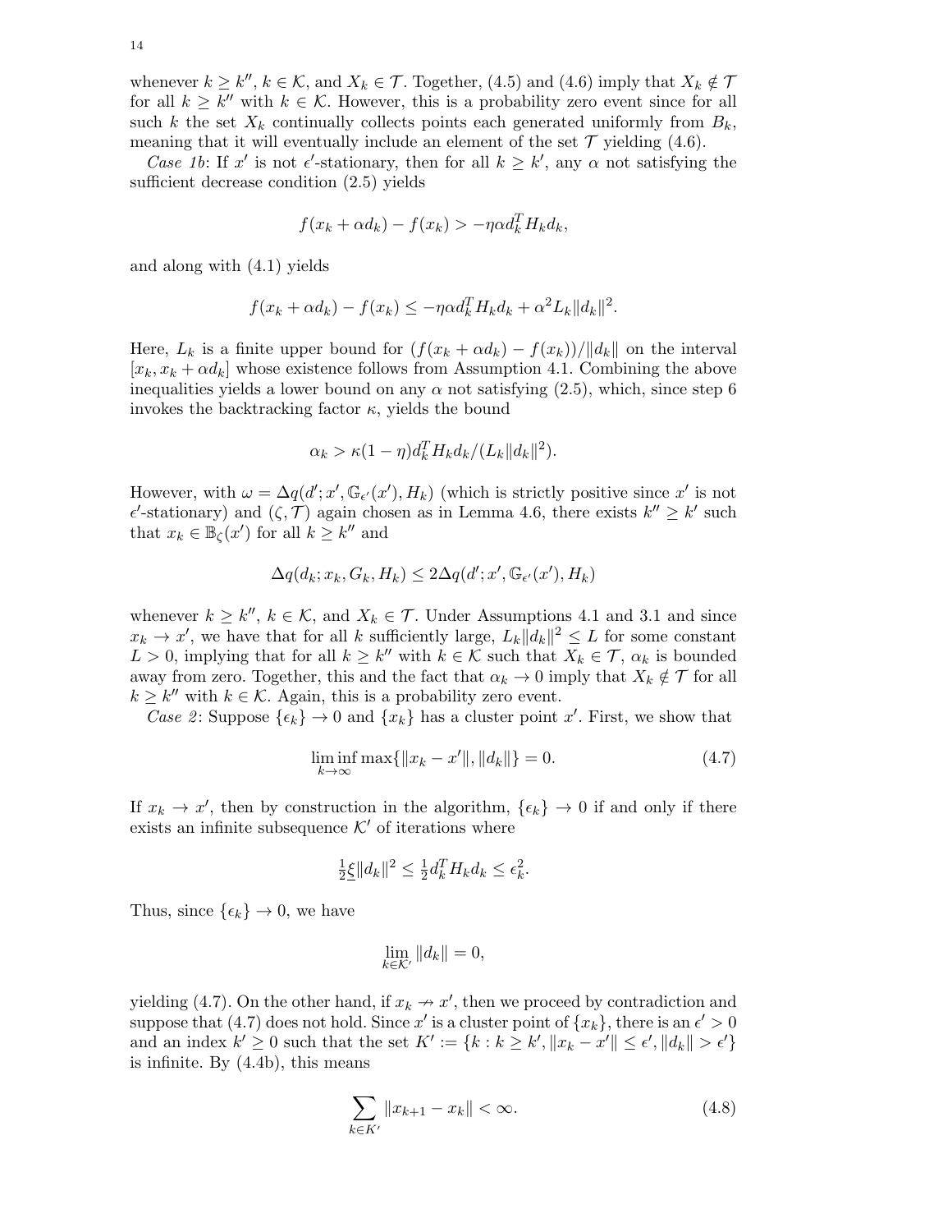whenever $k \geq k''$, $k \in \mathcal{K}$, and $X_k \in \mathcal{T}$. Together, (4.5) and (4.6) imply that $X_k \notin \mathcal{T}$ for all $k \geq k''$ with $k \in \mathcal{K}$. However, this is a probability zero event since for all such $k$ the set $X_k$ continually collects points each generated uniformly from $B_k$, meaning that it will eventually include an element of the set $\mathcal{T}$ yielding (4.6).

*Case 1b*: If $x'$ is not $\epsilon'$-stationary, then for all $k \geq k'$, any $\alpha$ not satisfying the sufficient decrease condition (2.5) yields

$$f(x_k + \alpha d_k) - f(x_k) > -\eta\alpha d_k^T H_k d_k,$$

and along with (4.1) yields

$$f(x_k + \alpha d_k) - f(x_k) \leq -\eta\alpha d_k^T H_k d_k + \alpha^2 L_k \|d_k\|^2.$$

Here, $L_k$ is a finite upper bound for $(f(x_k + \alpha d_k) - f(x_k))/\|d_k\|$ on the interval $[x_k, x_k + \alpha d_k]$ whose existence follows from Assumption 4.1. Combining the above inequalities yields a lower bound on any $\alpha$ not satisfying (2.5), which, since step 6 invokes the backtracking factor $\kappa$, yields the bound

$$\alpha_k > \kappa(1 - \eta) d_k^T H_k d_k / (L_k \|d_k\|^2).$$

However, with $\omega = \Delta q(d'; x', \mathbb{G}_{\epsilon'}(x'), H_k)$ (which is strictly positive since $x'$ is not $\epsilon'$-stationary) and $(\zeta, \mathcal{T})$ again chosen as in Lemma 4.6, there exists $k'' \geq k'$ such that $x_k \in \mathbb{B}_\zeta(x')$ for all $k \geq k''$ and

$$\Delta q(d_k; x_k, G_k, H_k) \leq 2\Delta q(d'; x', \mathbb{G}_{\epsilon'}(x'), H_k)$$

whenever $k \geq k''$, $k \in \mathcal{K}$, and $X_k \in \mathcal{T}$. Under Assumptions 4.1 and 3.1 and since $x_k \to x'$, we have that for all $k$ sufficiently large, $L_k \|d_k\|^2 \leq L$ for some constant $L > 0$, implying that for all $k \geq k''$ with $k \in \mathcal{K}$ such that $X_k \in \mathcal{T}$, $\alpha_k$ is bounded away from zero. Together, this and the fact that $\alpha_k \to 0$ imply that $X_k \notin \mathcal{T}$ for all $k \geq k''$ with $k \in \mathcal{K}$. Again, this is a probability zero event.

*Case 2*: Suppose $\{\epsilon_k\} \to 0$ and $\{x_k\}$ has a cluster point $x'$. First, we show that

$$\liminf_{k \to \infty} \max\{\|x_k - x'\|, \|d_k\|\} = 0. \tag{4.7}$$

If $x_k \to x'$, then by construction in the algorithm, $\{\epsilon_k\} \to 0$ if and only if there exists an infinite subsequence $\mathcal{K}'$ of iterations where

$$\tfrac{1}{2}\underline{\xi}\|d_k\|^2 \leq \tfrac{1}{2} d_k^T H_k d_k \leq \epsilon_k^2.$$

Thus, since $\{\epsilon_k\} \to 0$, we have

$$\lim_{k \in \mathcal{K}'} \|d_k\| = 0,$$

yielding (4.7). On the other hand, if $x_k \nrightarrow x'$, then we proceed by contradiction and suppose that (4.7) does not hold. Since $x'$ is a cluster point of $\{x_k\}$, there is an $\epsilon' > 0$ and an index $k' \geq 0$ such that the set $K' := \{k : k \geq k', \|x_k - x'\| \leq \epsilon', \|d_k\| > \epsilon'\}$ is infinite. By (4.4b), this means

$$\sum_{k \in K'} \|x_{k+1} - x_k\| < \infty. \tag{4.8}$$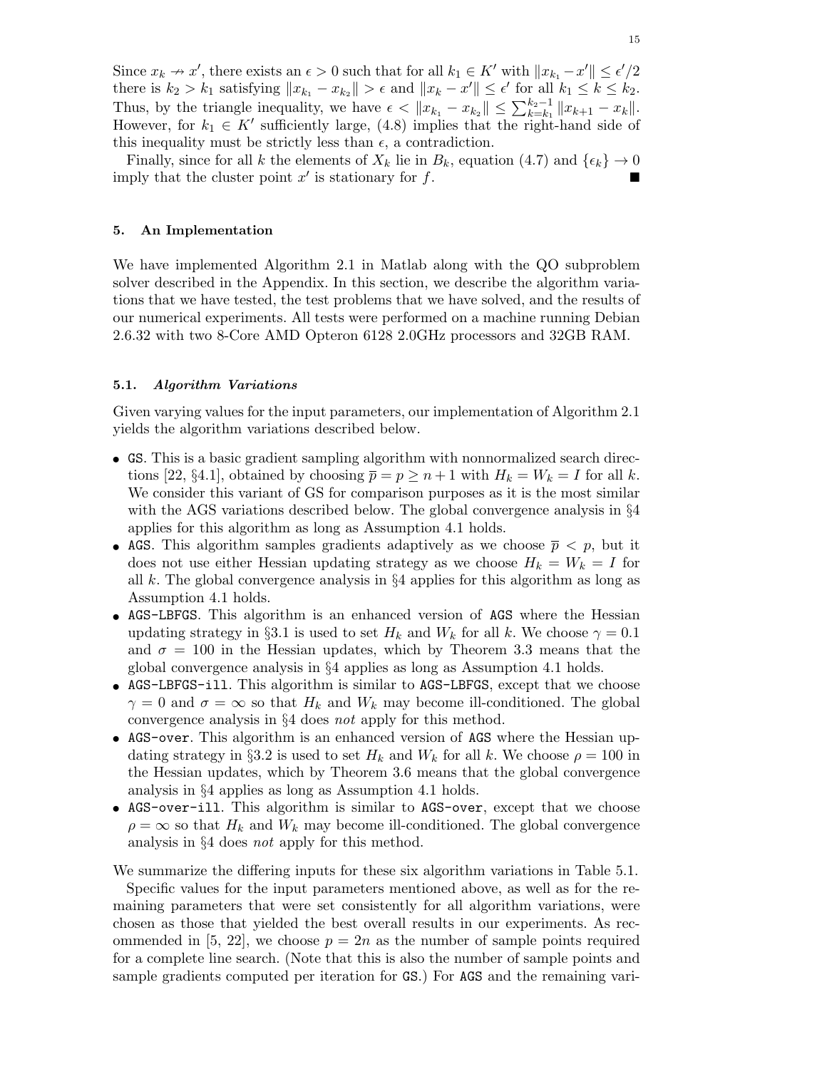Since $x_k \nrightarrow x'$, there exists an $\epsilon > 0$ such that for all $k_1 \in K'$ with $\|x_{k_1} - x'\| \leq \epsilon'/2$ there is $k_2 > k_1$ satisfying $\|x_{k_1} - x_{k_2}\| > \epsilon$ and $\|x_k - x'\| \leq \epsilon'$ for all $k_1 \leq k \leq k_2$. Thus, by the triangle inequality, we have $\epsilon < \|x_{k_1} - x_{k_2}\| \leq \sum_{k=k_1}^{k_2-1} \|x_{k+1} - x_k\|$. However, for $k_1 \in K'$ sufficiently large, (4.8) implies that the right-hand side of this inequality must be strictly less than $\epsilon$, a contradiction.

Finally, since for all $k$ the elements of $X_k$ lie in $B_k$, equation (4.7) and $\{\epsilon_k\} \to 0$ imply that the cluster point $x'$ is stationary for $f$. ■

## 5. An Implementation

We have implemented Algorithm 2.1 in Matlab along with the QO subproblem solver described in the Appendix. In this section, we describe the algorithm variations that we have tested, the test problems that we have solved, and the results of our numerical experiments. All tests were performed on a machine running Debian 2.6.32 with two 8-Core AMD Opteron 6128 2.0GHz processors and 32GB RAM.

### 5.1. *Algorithm Variations*

Given varying values for the input parameters, our implementation of Algorithm 2.1 yields the algorithm variations described below.

- `GS`. This is a basic gradient sampling algorithm with nonnormalized search directions [22, §4.1], obtained by choosing $\overline{p} = p \geq n+1$ with $H_k = W_k = I$ for all $k$. We consider this variant of GS for comparison purposes as it is the most similar with the AGS variations described below. The global convergence analysis in §4 applies for this algorithm as long as Assumption 4.1 holds.
- `AGS`. This algorithm samples gradients adaptively as we choose $\overline{p} < p$, but it does not use either Hessian updating strategy as we choose $H_k = W_k = I$ for all $k$. The global convergence analysis in §4 applies for this algorithm as long as Assumption 4.1 holds.
- `AGS-LBFGS`. This algorithm is an enhanced version of `AGS` where the Hessian updating strategy in §3.1 is used to set $H_k$ and $W_k$ for all $k$. We choose $\gamma = 0.1$ and $\sigma = 100$ in the Hessian updates, which by Theorem 3.3 means that the global convergence analysis in §4 applies as long as Assumption 4.1 holds.
- `AGS-LBFGS-ill`. This algorithm is similar to `AGS-LBFGS`, except that we choose $\gamma = 0$ and $\sigma = \infty$ so that $H_k$ and $W_k$ may become ill-conditioned. The global convergence analysis in §4 does *not* apply for this method.
- `AGS-over`. This algorithm is an enhanced version of `AGS` where the Hessian updating strategy in §3.2 is used to set $H_k$ and $W_k$ for all $k$. We choose $\rho = 100$ in the Hessian updates, which by Theorem 3.6 means that the global convergence analysis in §4 applies as long as Assumption 4.1 holds.
- `AGS-over-ill`. This algorithm is similar to `AGS-over`, except that we choose $\rho = \infty$ so that $H_k$ and $W_k$ may become ill-conditioned. The global convergence analysis in §4 does *not* apply for this method.

We summarize the differing inputs for these six algorithm variations in Table 5.1.

Specific values for the input parameters mentioned above, as well as for the remaining parameters that were set consistently for all algorithm variations, were chosen as those that yielded the best overall results in our experiments. As recommended in [5, 22], we choose $p = 2n$ as the number of sample points required for a complete line search. (Note that this is also the number of sample points and sample gradients computed per iteration for `GS`.) For `AGS` and the remaining vari-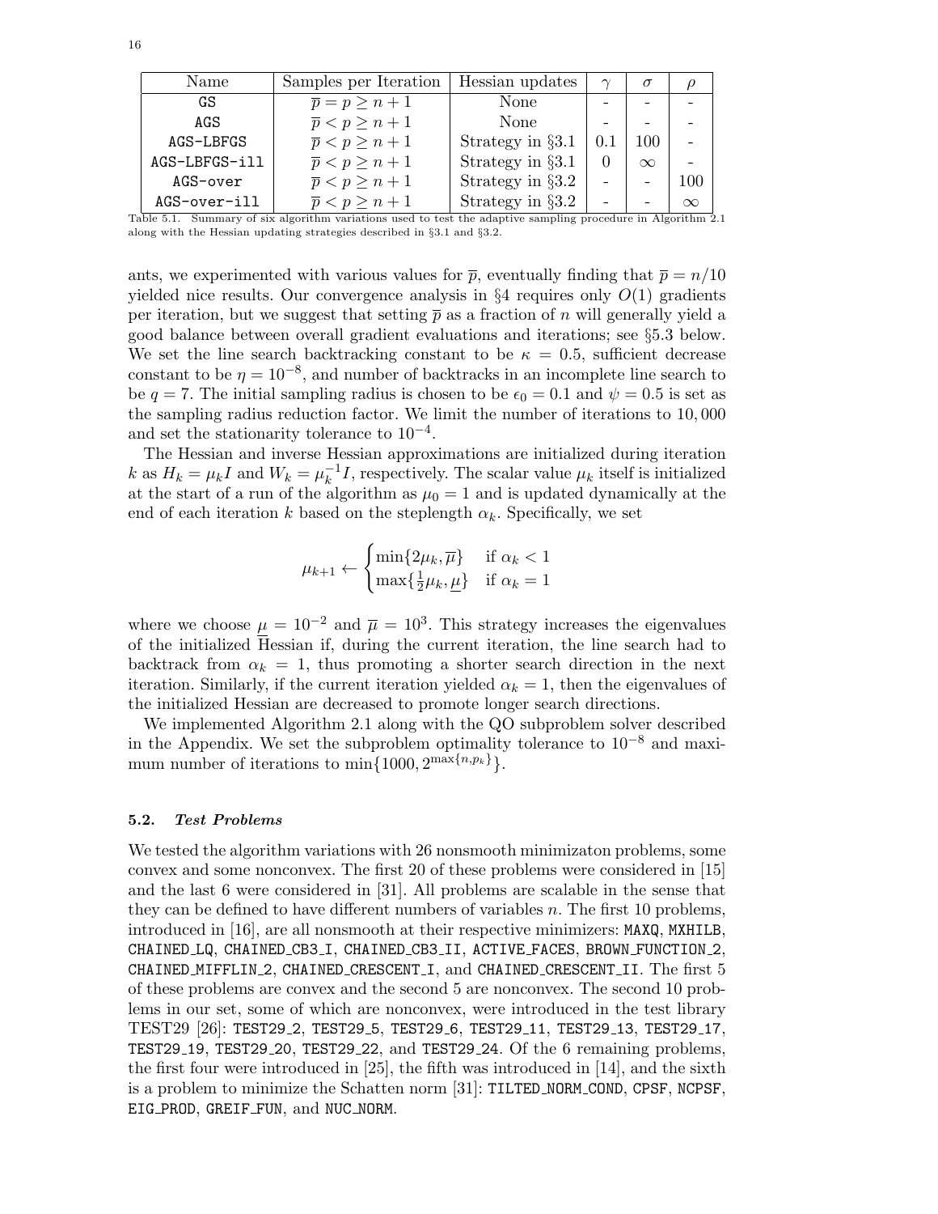| Name | Samples per Iteration | Hessian updates | $\gamma$ | $\sigma$ | $\rho$ |
|---|---|---|---|---|---|
| GS | $\overline{p} = p \geq n+1$ | None | - | - | - |
| AGS | $\overline{p} < p \geq n+1$ | None | - | - | - |
| AGS-LBFGS | $\overline{p} < p \geq n+1$ | Strategy in §3.1 | 0.1 | 100 | - |
| AGS-LBFGS-ill | $\overline{p} < p \geq n+1$ | Strategy in §3.1 | 0 | $\infty$ | - |
| AGS-over | $\overline{p} < p \geq n+1$ | Strategy in §3.2 | - | - | 100 |
| AGS-over-ill | $\overline{p} < p \geq n+1$ | Strategy in §3.2 | - | - | $\infty$ |

Table 5.1. Summary of six algorithm variations used to test the adaptive sampling procedure in Algorithm 2.1 along with the Hessian updating strategies described in §3.1 and §3.2.

ants, we experimented with various values for $\overline{p}$, eventually finding that $\overline{p} = n/10$ yielded nice results. Our convergence analysis in §4 requires only $O(1)$ gradients per iteration, but we suggest that setting $\overline{p}$ as a fraction of $n$ will generally yield a good balance between overall gradient evaluations and iterations; see §5.3 below. We set the line search backtracking constant to be $\kappa = 0.5$, sufficient decrease constant to be $\eta = 10^{-8}$, and number of backtracks in an incomplete line search to be $q = 7$. The initial sampling radius is chosen to be $\epsilon_0 = 0.1$ and $\psi = 0.5$ is set as the sampling radius reduction factor. We limit the number of iterations to 10,000 and set the stationarity tolerance to $10^{-4}$.

The Hessian and inverse Hessian approximations are initialized during iteration $k$ as $H_k = \mu_k I$ and $W_k = \mu_k^{-1} I$, respectively. The scalar value $\mu_k$ itself is initialized at the start of a run of the algorithm as $\mu_0 = 1$ and is updated dynamically at the end of each iteration $k$ based on the steplength $\alpha_k$. Specifically, we set

$$\mu_{k+1} \leftarrow \begin{cases} \min\{2\mu_k, \overline{\mu}\} & \text{if } \alpha_k < 1 \\ \max\{\frac{1}{2}\mu_k, \underline{\mu}\} & \text{if } \alpha_k = 1 \end{cases}$$

where we choose $\underline{\mu} = 10^{-2}$ and $\overline{\mu} = 10^3$. This strategy increases the eigenvalues of the initialized Hessian if, during the current iteration, the line search had to backtrack from $\alpha_k = 1$, thus promoting a shorter search direction in the next iteration. Similarly, if the current iteration yielded $\alpha_k = 1$, then the eigenvalues of the initialized Hessian are decreased to promote longer search directions.

We implemented Algorithm 2.1 along with the QO subproblem solver described in the Appendix. We set the subproblem optimality tolerance to $10^{-8}$ and maximum number of iterations to $\min\{1000, 2^{\max\{n,p_k\}}\}$.

### 5.2. *Test Problems*

We tested the algorithm variations with 26 nonsmooth minimizaton problems, some convex and some nonconvex. The first 20 of these problems were considered in [15] and the last 6 were considered in [31]. All problems are scalable in the sense that they can be defined to have different numbers of variables $n$. The first 10 problems, introduced in [16], are all nonsmooth at their respective minimizers: MAXQ, MXHILB, CHAINED_LQ, CHAINED_CB3_I, CHAINED_CB3_II, ACTIVE_FACES, BROWN_FUNCTION_2, CHAINED_MIFFLIN_2, CHAINED_CRESCENT_I, and CHAINED_CRESCENT_II. The first 5 of these problems are convex and the second 5 are nonconvex. The second 10 problems in our set, some of which are nonconvex, were introduced in the test library TEST29 [26]: TEST29_2, TEST29_5, TEST29_6, TEST29_11, TEST29_13, TEST29_17, TEST29_19, TEST29_20, TEST29_22, and TEST29_24. Of the 6 remaining problems, the first four were introduced in [25], the fifth was introduced in [14], and the sixth is a problem to minimize the Schatten norm [31]: TILTED_NORM_COND, CPSF, NCPSF, EIG_PROD, GREIF_FUN, and NUC_NORM.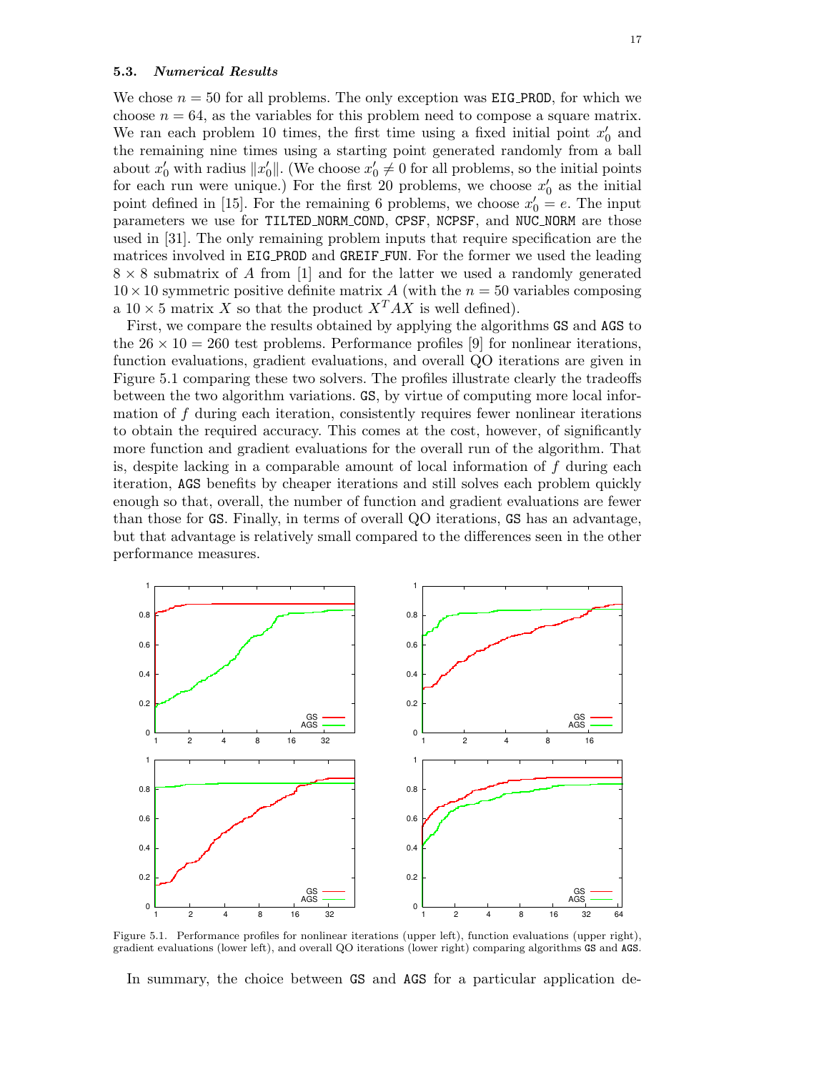### 5.3. *Numerical Results*

We chose $n = 50$ for all problems. The only exception was EIG_PROD, for which we choose $n = 64$, as the variables for this problem need to compose a square matrix. We ran each problem 10 times, the first time using a fixed initial point $x_0'$ and the remaining nine times using a starting point generated randomly from a ball about $x_0'$ with radius $\|x_0'\|$. (We choose $x_0' \neq 0$ for all problems, so the initial points for each run were unique.) For the first 20 problems, we choose $x_0'$ as the initial point defined in [15]. For the remaining 6 problems, we choose $x_0' = e$. The input parameters we use for TILTED_NORM_COND, CPSF, NCPSF, and NUC_NORM are those used in [31]. The only remaining problem inputs that require specification are the matrices involved in EIG_PROD and GREIF_FUN. For the former we used the leading $8 \times 8$ submatrix of $A$ from [1] and for the latter we used a randomly generated $10 \times 10$ symmetric positive definite matrix $A$ (with the $n = 50$ variables composing a $10 \times 5$ matrix $X$ so that the product $X^T AX$ is well defined).

First, we compare the results obtained by applying the algorithms GS and AGS to the $26 \times 10 = 260$ test problems. Performance profiles [9] for nonlinear iterations, function evaluations, gradient evaluations, and overall QO iterations are given in Figure 5.1 comparing these two solvers. The profiles illustrate clearly the tradeoffs between the two algorithm variations. GS, by virtue of computing more local information of $f$ during each iteration, consistently requires fewer nonlinear iterations to obtain the required accuracy. This comes at the cost, however, of significantly more function and gradient evaluations for the overall run of the algorithm. That is, despite lacking in a comparable amount of local information of $f$ during each iteration, AGS benefits by cheaper iterations and still solves each problem quickly enough so that, overall, the number of function and gradient evaluations are fewer than those for GS. Finally, in terms of overall QO iterations, GS has an advantage, but that advantage is relatively small compared to the differences seen in the other performance measures.

1
0.8
0.6
0.4
0.2
0
1 2 4 8 16 32
GS
AGS

1
0.8
0.6
0.4
0.2
0
1 2 4 8 16
GS
AGS

1
0.8
0.6
0.4
0.2
0
1 2 4 8 16 32
GS
AGS

1
0.8
0.6
0.4
0.2
0
1 2 4 8 16 32 64
GS
AGS

Figure 5.1. Performance profiles for nonlinear iterations (upper left), function evaluations (upper right), gradient evaluations (lower left), and overall QO iterations (lower right) comparing algorithms GS and AGS.

In summary, the choice between GS and AGS for a particular application de-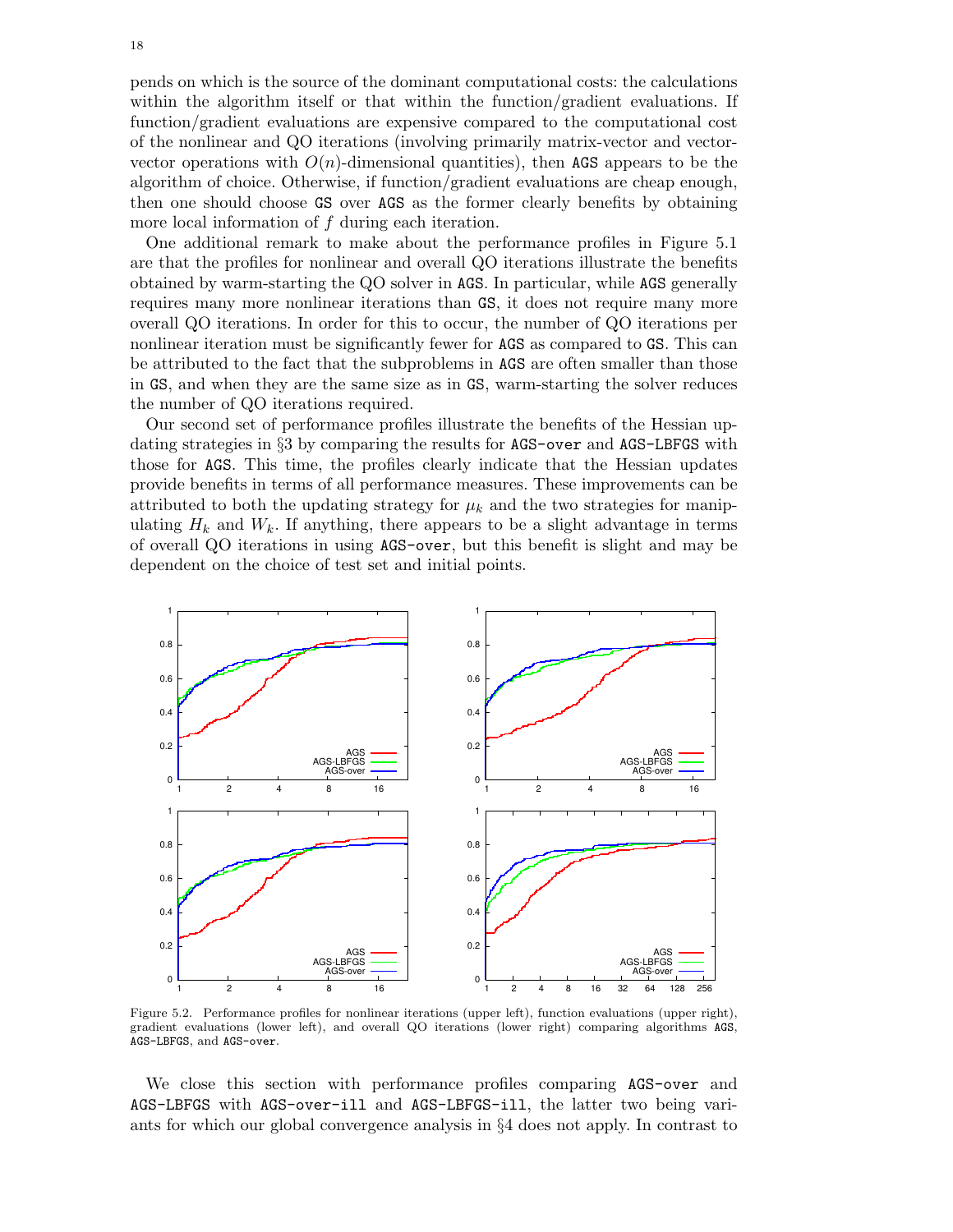pends on which is the source of the dominant computational costs: the calculations within the algorithm itself or that within the function/gradient evaluations. If function/gradient evaluations are expensive compared to the computational cost of the nonlinear and QO iterations (involving primarily matrix-vector and vector-vector operations with $O(n)$-dimensional quantities), then AGS appears to be the algorithm of choice. Otherwise, if function/gradient evaluations are cheap enough, then one should choose GS over AGS as the former clearly benefits by obtaining more local information of $f$ during each iteration.

One additional remark to make about the performance profiles in Figure 5.1 are that the profiles for nonlinear and overall QO iterations illustrate the benefits obtained by warm-starting the QO solver in AGS. In particular, while AGS generally requires many more nonlinear iterations than GS, it does not require many more overall QO iterations. In order for this to occur, the number of QO iterations per nonlinear iteration must be significantly fewer for AGS as compared to GS. This can be attributed to the fact that the subproblems in AGS are often smaller than those in GS, and when they are the same size as in GS, warm-starting the solver reduces the number of QO iterations required.

Our second set of performance profiles illustrate the benefits of the Hessian updating strategies in §3 by comparing the results for AGS-over and AGS-LBFGS with those for AGS. This time, the profiles clearly indicate that the Hessian updates provide benefits in terms of all performance measures. These improvements can be attributed to both the updating strategy for $\mu_k$ and the two strategies for manipulating $H_k$ and $W_k$. If anything, there appears to be a slight advantage in terms of overall QO iterations in using AGS-over, but this benefit is slight and may be dependent on the choice of test set and initial points.

1
0.8
0.6
0.4
0.2
0
1 2 4 8 16
AGS
AGS-LBFGS
AGS-over

1
0.8
0.6
0.4
0.2
0
1 2 4 8 16
AGS
AGS-LBFGS
AGS-over

1
0.8
0.6
0.4
0.2
0
1 2 4 8 16
AGS
AGS-LBFGS
AGS-over

1
0.8
0.6
0.4
0.2
0
1 2 4 8 16 32 64 128 256
AGS
AGS-LBFGS
AGS-over

Figure 5.2. Performance profiles for nonlinear iterations (upper left), function evaluations (upper right), gradient evaluations (lower left), and overall QO iterations (lower right) comparing algorithms AGS, AGS-LBFGS, and AGS-over.

We close this section with performance profiles comparing AGS-over and AGS-LBFGS with AGS-over-ill and AGS-LBFGS-ill, the latter two being variants for which our global convergence analysis in §4 does not apply. In contrast to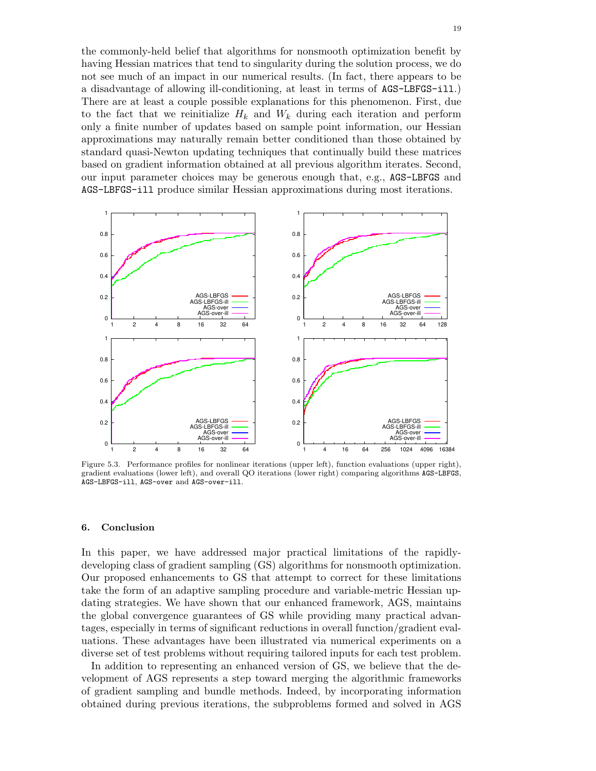the commonly-held belief that algorithms for nonsmooth optimization benefit by having Hessian matrices that tend to singularity during the solution process, we do not see much of an impact in our numerical results. (In fact, there appears to be a disadvantage of allowing ill-conditioning, at least in terms of `AGS-LBFGS-ill`.) There are at least a couple possible explanations for this phenomenon. First, due to the fact that we reinitialize $H_k$ and $W_k$ during each iteration and perform only a finite number of updates based on sample point information, our Hessian approximations may naturally remain better conditioned than those obtained by standard quasi-Newton updating techniques that continually build these matrices based on gradient information obtained at all previous algorithm iterates. Second, our input parameter choices may be generous enough that, e.g., `AGS-LBFGS` and `AGS-LBFGS-ill` produce similar Hessian approximations during most iterations.

AGS-LBFGS
AGS-LBFGS-ill
AGS-over
AGS-over-ill

Figure 5.3. Performance profiles for nonlinear iterations (upper left), function evaluations (upper right), gradient evaluations (lower left), and overall QO iterations (lower right) comparing algorithms `AGS-LBFGS`, `AGS-LBFGS-ill`, `AGS-over` and `AGS-over-ill`.

## 6. Conclusion

In this paper, we have addressed major practical limitations of the rapidly-developing class of gradient sampling (GS) algorithms for nonsmooth optimization. Our proposed enhancements to GS that attempt to correct for these limitations take the form of an adaptive sampling procedure and variable-metric Hessian updating strategies. We have shown that our enhanced framework, AGS, maintains the global convergence guarantees of GS while providing many practical advantages, especially in terms of significant reductions in overall function/gradient evaluations. These advantages have been illustrated via numerical experiments on a diverse set of test problems without requiring tailored inputs for each test problem.

In addition to representing an enhanced version of GS, we believe that the development of AGS represents a step toward merging the algorithmic frameworks of gradient sampling and bundle methods. Indeed, by incorporating information obtained during previous iterations, the subproblems formed and solved in AGS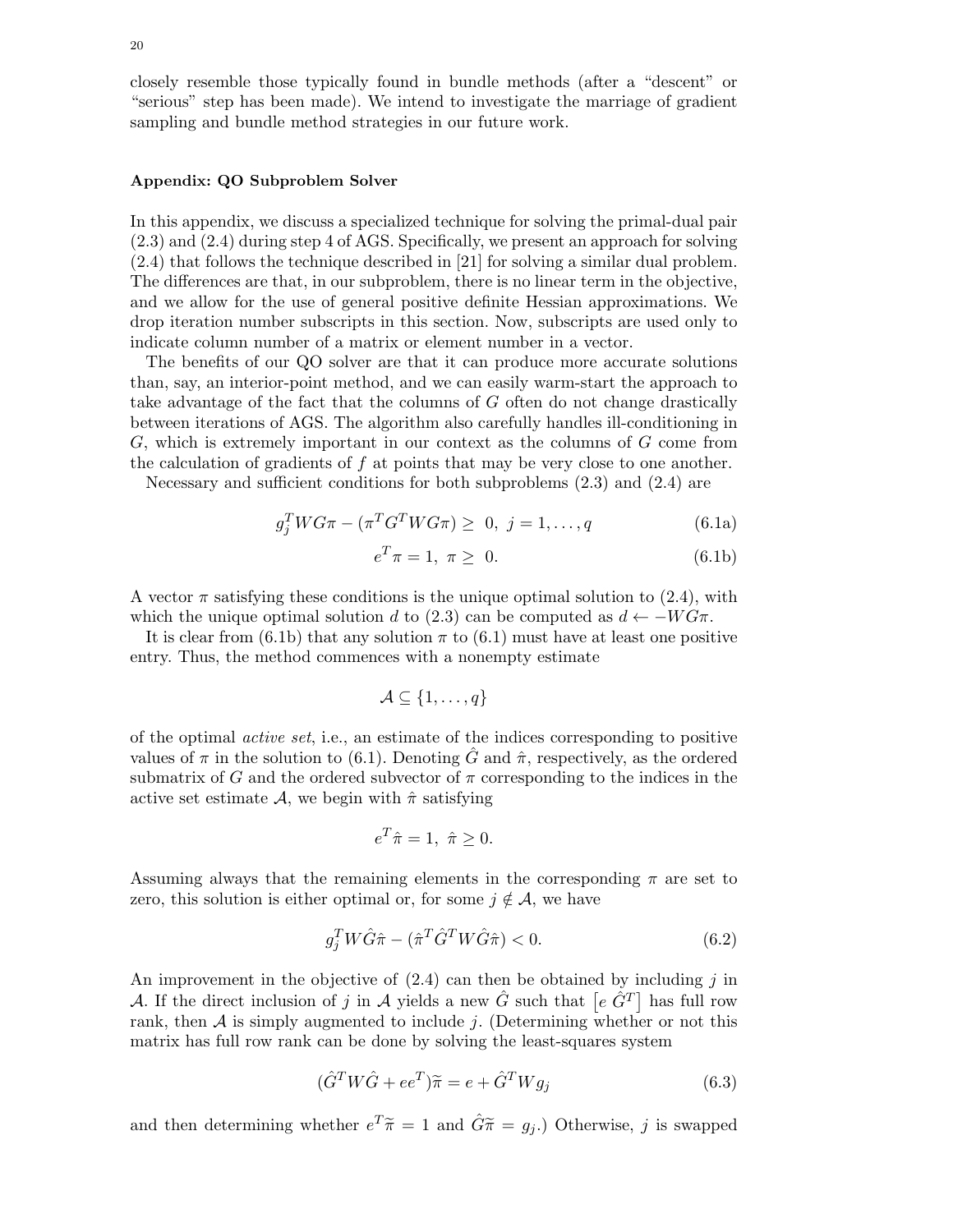closely resemble those typically found in bundle methods (after a "descent" or "serious" step has been made). We intend to investigate the marriage of gradient sampling and bundle method strategies in our future work.

### Appendix: QO Subproblem Solver

In this appendix, we discuss a specialized technique for solving the primal-dual pair (2.3) and (2.4) during step 4 of AGS. Specifically, we present an approach for solving (2.4) that follows the technique described in [21] for solving a similar dual problem. The differences are that, in our subproblem, there is no linear term in the objective, and we allow for the use of general positive definite Hessian approximations. We drop iteration number subscripts in this section. Now, subscripts are used only to indicate column number of a matrix or element number in a vector.

The benefits of our QO solver are that it can produce more accurate solutions than, say, an interior-point method, and we can easily warm-start the approach to take advantage of the fact that the columns of $G$ often do not change drastically between iterations of AGS. The algorithm also carefully handles ill-conditioning in $G$, which is extremely important in our context as the columns of $G$ come from the calculation of gradients of $f$ at points that may be very close to one another.

Necessary and sufficient conditions for both subproblems (2.3) and (2.4) are

$$g_j^T WG\pi - (\pi^T G^T WG\pi) \geq \ 0, \ j = 1, \dots, q \tag{6.1a}$$

$$e^T\pi = 1, \ \pi \geq \ 0. \tag{6.1b}$$

A vector $\pi$ satisfying these conditions is the unique optimal solution to (2.4), with which the unique optimal solution $d$ to (2.3) can be computed as $d \leftarrow -WG\pi$.

It is clear from (6.1b) that any solution $\pi$ to (6.1) must have at least one positive entry. Thus, the method commences with a nonempty estimate

$$\mathcal{A} \subseteq \{1, \dots, q\}$$

of the optimal *active set*, i.e., an estimate of the indices corresponding to positive values of $\pi$ in the solution to (6.1). Denoting $\hat{G}$ and $\hat{\pi}$, respectively, as the ordered submatrix of $G$ and the ordered subvector of $\pi$ corresponding to the indices in the active set estimate $\mathcal{A}$, we begin with $\hat{\pi}$ satisfying

$$e^T\hat{\pi} = 1, \ \hat{\pi} \geq 0.$$

Assuming always that the remaining elements in the corresponding $\pi$ are set to zero, this solution is either optimal or, for some $j \notin \mathcal{A}$, we have

$$g_j^T W\hat{G}\hat{\pi} - (\hat{\pi}^T \hat{G}^T W\hat{G}\hat{\pi}) < 0. \tag{6.2}$$

An improvement in the objective of (2.4) can then be obtained by including $j$ in $\mathcal{A}$. If the direct inclusion of $j$ in $\mathcal{A}$ yields a new $\hat{G}$ such that $\begin{bmatrix} e \ \hat{G}^T \end{bmatrix}$ has full row rank, then $\mathcal{A}$ is simply augmented to include $j$. (Determining whether or not this matrix has full row rank can be done by solving the least-squares system

$$(\hat{G}^T W\hat{G} + ee^T)\widetilde{\pi} = e + \hat{G}^T Wg_j \tag{6.3}$$

and then determining whether $e^T\widetilde{\pi} = 1$ and $\hat{G}\widetilde{\pi} = g_j$.) Otherwise, $j$ is swapped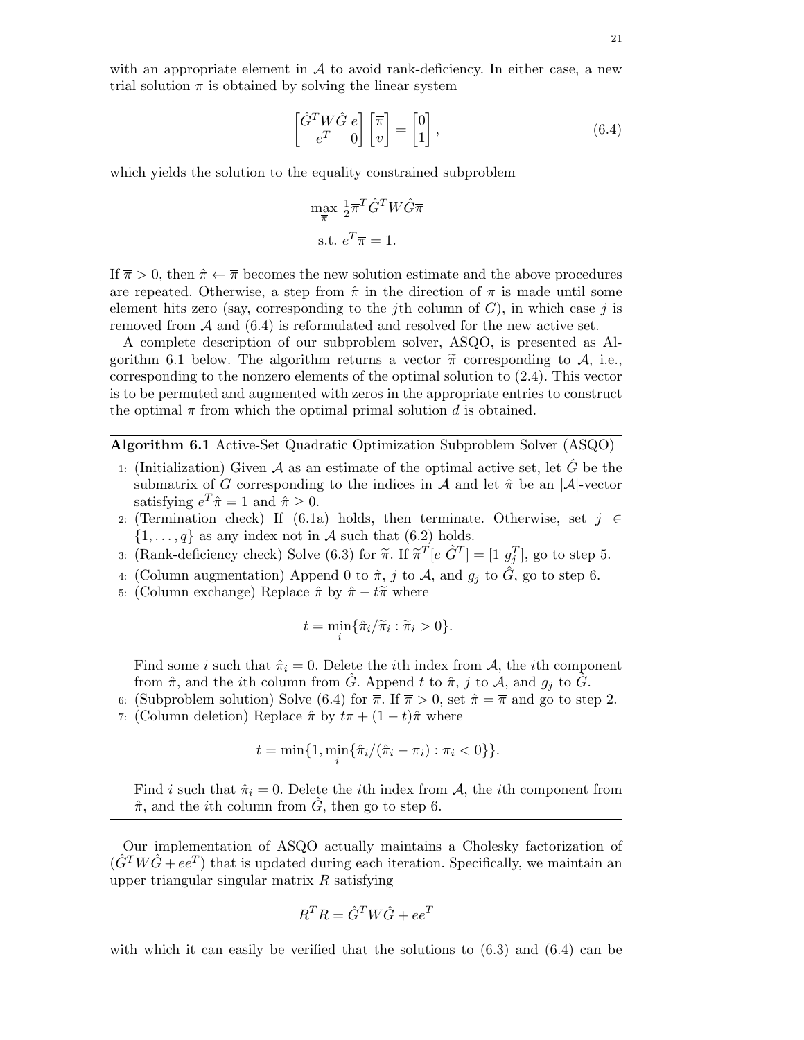with an appropriate element in $\mathcal{A}$ to avoid rank-deficiency. In either case, a new trial solution $\overline{\pi}$ is obtained by solving the linear system

$$\begin{bmatrix} \hat{G}^T W \hat{G} & e \\ e^T & 0 \end{bmatrix} \begin{bmatrix} \overline{\pi} \\ v \end{bmatrix} = \begin{bmatrix} 0 \\ 1 \end{bmatrix}, \tag{6.4}$$

which yields the solution to the equality constrained subproblem

$$\max_{\overline{\pi}} \tfrac{1}{2}\overline{\pi}^T \hat{G}^T W \hat{G} \overline{\pi}$$
$$\text{s.t. } e^T \overline{\pi} = 1.$$

If $\overline{\pi} > 0$, then $\hat{\pi} \leftarrow \overline{\pi}$ becomes the new solution estimate and the above procedures are repeated. Otherwise, a step from $\hat{\pi}$ in the direction of $\overline{\pi}$ is made until some element hits zero (say, corresponding to the $\overline{j}$th column of $G$), in which case $\overline{j}$ is removed from $\mathcal{A}$ and (6.4) is reformulated and resolved for the new active set.

A complete description of our subproblem solver, ASQO, is presented as Algorithm 6.1 below. The algorithm returns a vector $\widetilde{\pi}$ corresponding to $\mathcal{A}$, i.e., corresponding to the nonzero elements of the optimal solution to (2.4). This vector is to be permuted and augmented with zeros in the appropriate entries to construct the optimal $\pi$ from which the optimal primal solution $d$ is obtained.

**Algorithm 6.1** Active-Set Quadratic Optimization Subproblem Solver (ASQO)

1: (Initialization) Given $\mathcal{A}$ as an estimate of the optimal active set, let $\hat{G}$ be the submatrix of $G$ corresponding to the indices in $\mathcal{A}$ and let $\hat{\pi}$ be an $|\mathcal{A}|$-vector satisfying $e^T\hat{\pi} = 1$ and $\hat{\pi} \geq 0$.

2: (Termination check) If (6.1a) holds, then terminate. Otherwise, set $j \in \{1, \ldots, q\}$ as any index not in $\mathcal{A}$ such that (6.2) holds.

3: (Rank-deficiency check) Solve (6.3) for $\widetilde{\pi}$. If $\widetilde{\pi}^T[e \ \hat{G}^T] = [1 \ g_j^T]$, go to step 5.

4: (Column augmentation) Append 0 to $\hat{\pi}$, $j$ to $\mathcal{A}$, and $g_j$ to $\hat{G}$, go to step 6.

5: (Column exchange) Replace $\hat{\pi}$ by $\hat{\pi} - t\widetilde{\pi}$ where

$$t = \min_i \{\hat{\pi}_i / \widetilde{\pi}_i : \widetilde{\pi}_i > 0\}.$$

Find some $i$ such that $\hat{\pi}_i = 0$. Delete the $i$th index from $\mathcal{A}$, the $i$th component from $\hat{\pi}$, and the $i$th column from $\hat{G}$. Append $t$ to $\hat{\pi}$, $j$ to $\mathcal{A}$, and $g_j$ to $\hat{G}$.

6: (Subproblem solution) Solve (6.4) for $\overline{\pi}$. If $\overline{\pi} > 0$, set $\hat{\pi} = \overline{\pi}$ and go to step 2.

7: (Column deletion) Replace $\hat{\pi}$ by $t\overline{\pi} + (1-t)\hat{\pi}$ where

$$t = \min\{1, \min_i \{\hat{\pi}_i / (\hat{\pi}_i - \overline{\pi}_i) : \overline{\pi}_i < 0\}\}.$$

Find $i$ such that $\hat{\pi}_i = 0$. Delete the $i$th index from $\mathcal{A}$, the $i$th component from $\hat{\pi}$, and the $i$th column from $\hat{G}$, then go to step 6.

---

Our implementation of ASQO actually maintains a Cholesky factorization of $(\hat{G}^T W \hat{G} + ee^T)$ that is updated during each iteration. Specifically, we maintain an upper triangular singular matrix $R$ satisfying

$$R^T R = \hat{G}^T W \hat{G} + ee^T$$

with which it can easily be verified that the solutions to (6.3) and (6.4) can be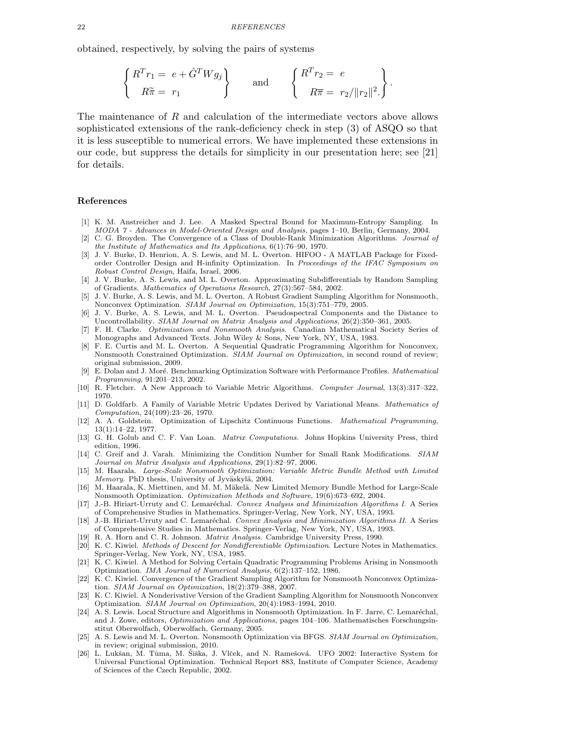obtained, respectively, by solving the pairs of systems

$$\left\{ \begin{aligned} R^T r_1 &= \ e + \hat{G}^T W g_j \\ R\widetilde{\pi} &= \ r_1 \end{aligned} \right\} \qquad \text{and} \qquad \left\{ \begin{aligned} R^T r_2 &= \ e \\ R\overline{\pi} &= \ r_2/\|r_2\|^2. \end{aligned} \right\}.$$

The maintenance of $R$ and calculation of the intermediate vectors above allows sophisticated extensions of the rank-deficiency check in step (3) of ASQO so that it is less susceptible to numerical errors. We have implemented these extensions in our code, but suppress the details for simplicity in our presentation here; see [21] for details.

## References

[1] K. M. Anstreicher and J. Lee. A Masked Spectral Bound for Maximum-Entropy Sampling. In *MODA 7 - Advances in Model-Oriented Design and Analysis*, pages 1–10, Berlin, Germany, 2004.

[2] C. G. Broyden. The Convergence of a Class of Double-Rank Minimization Algorithms. *Journal of the Institute of Mathematics and Its Applications*, 6(1):76–90, 1970.

[3] J. V. Burke, D. Henrion, A. S. Lewis, and M. L. Overton. HIFOO - A MATLAB Package for Fixed-order Controller Design and H-infinity Optimization. In *Proceedings of the IFAC Symposium on Robust Control Design*, Haifa, Israel, 2006.

[4] J. V. Burke, A. S. Lewis, and M. L. Overton. Approximating Subdifferentials by Random Sampling of Gradients. *Mathematics of Operations Research*, 27(3):567–584, 2002.

[5] J. V. Burke, A. S. Lewis, and M. L. Overton. A Robust Gradient Sampling Algorithm for Nonsmooth, Nonconvex Optimization. *SIAM Journal on Optimization*, 15(3):751–779, 2005.

[6] J. V. Burke, A. S. Lewis, and M. L. Overton. Pseudospectral Components and the Distance to Uncontrollability. *SIAM Journal on Matrix Analysis and Applications*, 26(2):350–361, 2005.

[7] F. H. Clarke. *Optimization and Nonsmooth Analysis*. Canadian Mathematical Society Series of Monographs and Advanced Texts. John Wiley & Sons, New York, NY, USA, 1983.

[8] F. E. Curtis and M. L. Overton. A Sequential Quadratic Programming Algorithm for Nonconvex, Nonsmooth Constrained Optimization. *SIAM Journal on Optimization*, in second round of review; original submission, 2009.

[9] E. Dolan and J. Moré. Benchmarking Optimization Software with Performance Profiles. *Mathematical Programming*, 91:201–213, 2002.

[10] R. Fletcher. A New Approach to Variable Metric Algorithms. *Computer Journal*, 13(3):317–322, 1970.

[11] D. Goldfarb. A Family of Variable Metric Updates Derived by Variational Means. *Mathematics of Computation*, 24(109):23–26, 1970.

[12] A. A. Goldstein. Optimization of Lipschitz Continuous Functions. *Mathematical Programming*, 13(1):14–22, 1977.

[13] G. H. Golub and C. F. Van Loan. *Matrix Computations*. Johns Hopkins University Press, third edition, 1996.

[14] C. Greif and J. Varah. Minimizing the Condition Number for Small Rank Modifications. *SIAM Journal on Matrix Analysis and Applications*, 29(1):82–97, 2006.

[15] M. Haarala. *Large-Scale Nonsmooth Optimization: Variable Metric Bundle Method with Limited Memory*. PhD thesis, University of Jyväskylä, 2004.

[16] M. Haarala, K. Miettinen, and M. M. Mäkelä. New Limited Memory Bundle Method for Large-Scale Nonsmooth Optimization. *Optimization Methods and Software*, 19(6):673–692, 2004.

[17] J.-B. Hiriart-Urruty and C. Lemaréchal. *Convex Analysis and Minimization Algorithms I*. A Series of Comprehensive Studies in Mathematics. Springer-Verlag, New York, NY, USA, 1993.

[18] J.-B. Hiriart-Urruty and C. Lemaréchal. *Convex Analysis and Minimization Algorithms II*. A Series of Comprehensive Studies in Mathematics. Springer-Verlag, New York, NY, USA, 1993.

[19] R. A. Horn and C. R. Johnson. *Matrix Analysis*. Cambridge University Press, 1990.

[20] K. C. Kiwiel. *Methods of Descent for Nondifferentiable Optimization*. Lecture Notes in Mathematics. Springer-Verlag, New York, NY, USA, 1985.

[21] K. C. Kiwiel. A Method for Solving Certain Quadratic Programming Problems Arising in Nonsmooth Optimization. *IMA Journal of Numerical Analysis*, 6(2):137–152, 1986.

[22] K. C. Kiwiel. Convergence of the Gradient Sampling Algorithm for Nonsmooth Nonconvex Optimization. *SIAM Journal on Optimization*, 18(2):379–388, 2007.

[23] K. C. Kiwiel. A Nonderivative Version of the Gradient Sampling Algorithm for Nonsmooth Nonconvex Optimization. *SIAM Journal on Optimization*, 20(4):1983–1994, 2010.

[24] A. S. Lewis. Local Structure and Algorithms in Nonsmooth Optimization. In F. Jarre, C. Lemaréchal, and J. Zowe, editors, *Optimization and Applications*, pages 104–106. Mathematisches Forschungsinstitut Oberwolfach, Oberwolfach, Germany, 2005.

[25] A. S. Lewis and M. L. Overton. Nonsmooth Optimization via BFGS. *SIAM Journal on Optimization*, in review; original submission, 2010.

[26] L. Lukšan, M. Tůma, M. Šiška, J. Vlček, and N. Ramešová. UFO 2002: Interactive System for Universal Functional Optimization. Technical Report 883, Institute of Computer Science, Academy of Sciences of the Czech Republic, 2002.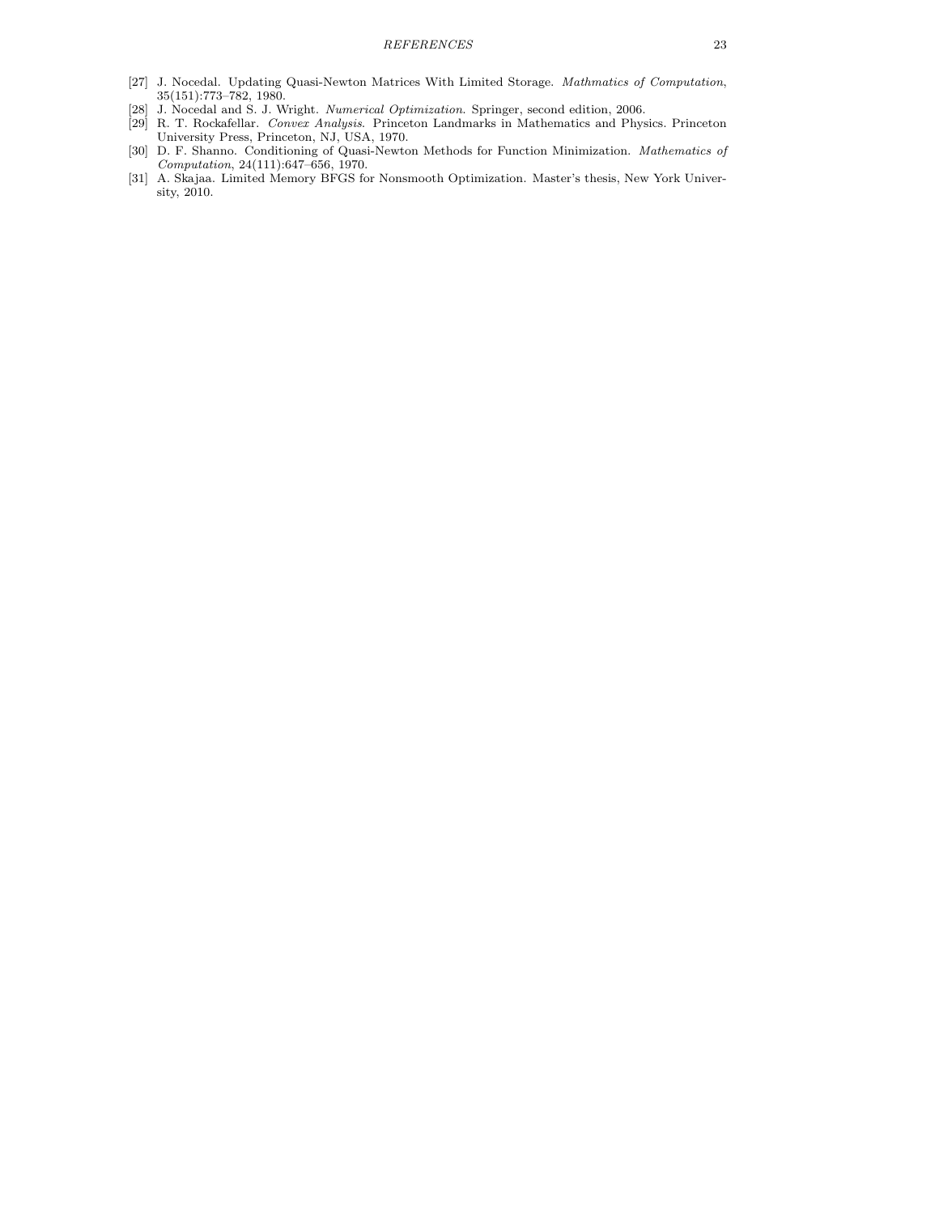[27] J. Nocedal. Updating Quasi-Newton Matrices With Limited Storage. *Mathmatics of Computation*, 35(151):773–782, 1980.

[28] J. Nocedal and S. J. Wright. *Numerical Optimization*. Springer, second edition, 2006.

[29] R. T. Rockafellar. *Convex Analysis*. Princeton Landmarks in Mathematics and Physics. Princeton University Press, Princeton, NJ, USA, 1970.

[30] D. F. Shanno. Conditioning of Quasi-Newton Methods for Function Minimization. *Mathematics of Computation*, 24(111):647–656, 1970.

[31] A. Skajaa. Limited Memory BFGS for Nonsmooth Optimization. Master's thesis, New York University, 2010.